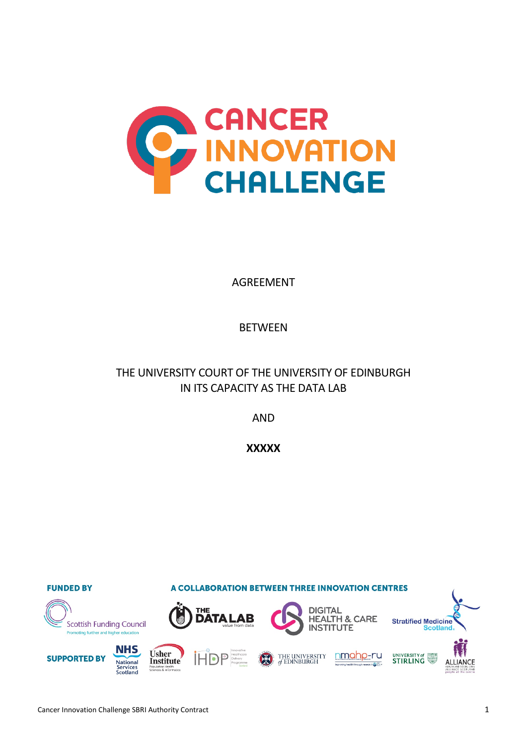# CANCER INNOVATION CHALLENGE

AGREEMENT

BETWEEN

THE UNIVERSITY COURT OF THE UNIVERSITY OF EDINBURGH
IN ITS CAPACITY AS THE DATA LAB

AND

**XXXXX**

**FUNDED BY**

Scottish Funding Council
Promoting further and higher education

**A COLLABORATION BETWEEN THREE INNOVATION CENTRES**

THE DATALAB value from data

DIGITAL HEALTH & CARE INSTITUTE

Stratified Medicine Scotland.

**SUPPORTED BY**

NHS National Services Scotland

Usher Institute Population Health Sciences & Informatics

IHDP Innovative Healthcare Delivery Programme Scotland

THE UNIVERSITY of EDINBURGH

nmahp-ru

UNIVERSITY of STIRLING

ALLIANCE HEALTH AND SOCIAL CARE ALLIANCE SCOTLAND people at the centre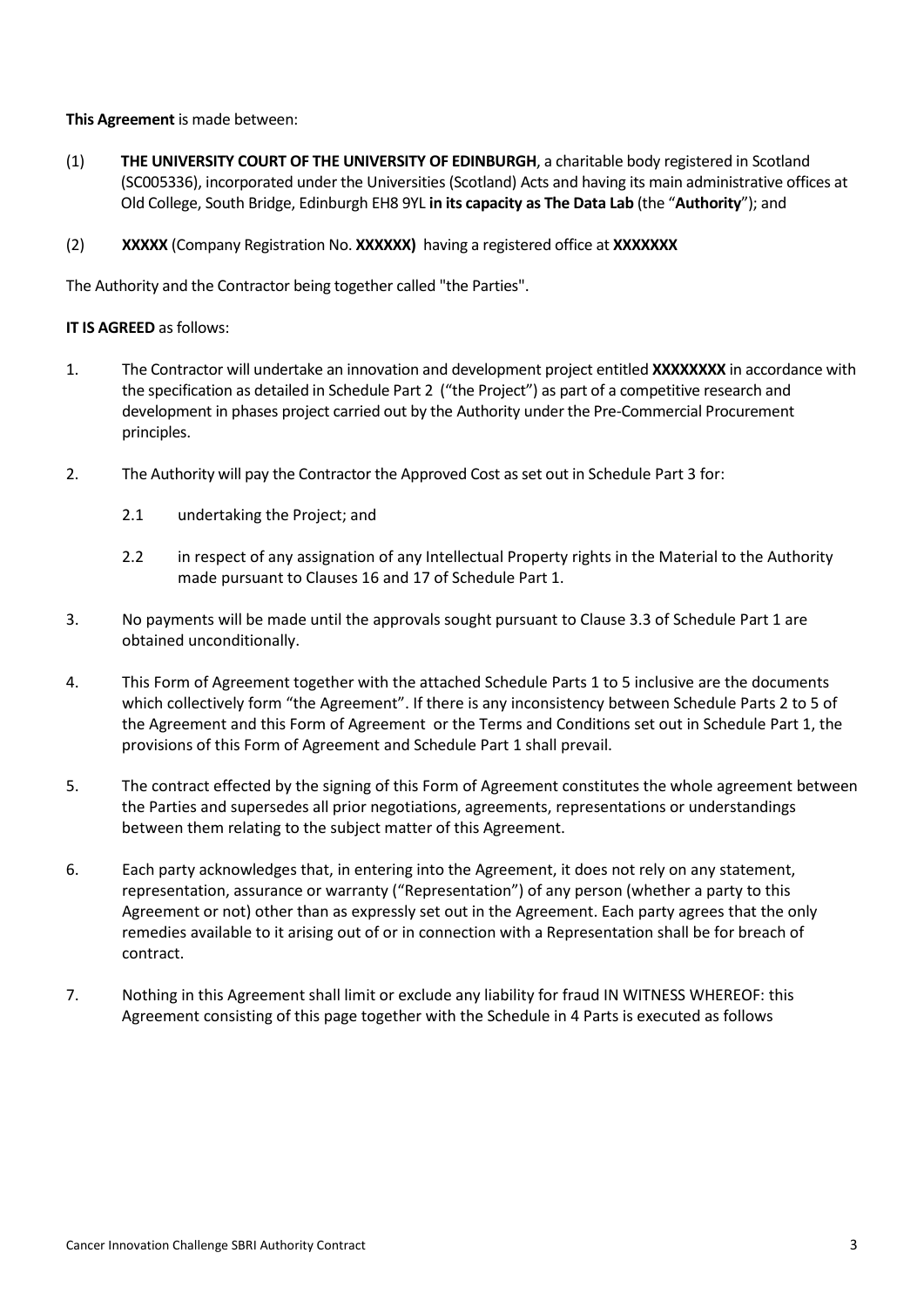**This Agreement** is made between:

(1) **THE UNIVERSITY COURT OF THE UNIVERSITY OF EDINBURGH**, a charitable body registered in Scotland (SC005336), incorporated under the Universities (Scotland) Acts and having its main administrative offices at Old College, South Bridge, Edinburgh EH8 9YL **in its capacity as The Data Lab** (the "**Authority**"); and

(2) **XXXXX** (Company Registration No. **XXXXXX)** having a registered office at **XXXXXXX**

The Authority and the Contractor being together called "the Parties".

**IT IS AGREED** as follows:

1. The Contractor will undertake an innovation and development project entitled **XXXXXXXX** in accordance with the specification as detailed in Schedule Part 2 ("the Project") as part of a competitive research and development in phases project carried out by the Authority under the Pre-Commercial Procurement principles.

2. The Authority will pay the Contractor the Approved Cost as set out in Schedule Part 3 for:

   2.1 undertaking the Project; and

   2.2 in respect of any assignation of any Intellectual Property rights in the Material to the Authority made pursuant to Clauses 16 and 17 of Schedule Part 1.

3. No payments will be made until the approvals sought pursuant to Clause 3.3 of Schedule Part 1 are obtained unconditionally.

4. This Form of Agreement together with the attached Schedule Parts 1 to 5 inclusive are the documents which collectively form "the Agreement". If there is any inconsistency between Schedule Parts 2 to 5 of the Agreement and this Form of Agreement or the Terms and Conditions set out in Schedule Part 1, the provisions of this Form of Agreement and Schedule Part 1 shall prevail.

5. The contract effected by the signing of this Form of Agreement constitutes the whole agreement between the Parties and supersedes all prior negotiations, agreements, representations or understandings between them relating to the subject matter of this Agreement.

6. Each party acknowledges that, in entering into the Agreement, it does not rely on any statement, representation, assurance or warranty ("Representation") of any person (whether a party to this Agreement or not) other than as expressly set out in the Agreement. Each party agrees that the only remedies available to it arising out of or in connection with a Representation shall be for breach of contract.

7. Nothing in this Agreement shall limit or exclude any liability for fraud IN WITNESS WHEREOF: this Agreement consisting of this page together with the Schedule in 4 Parts is executed as follows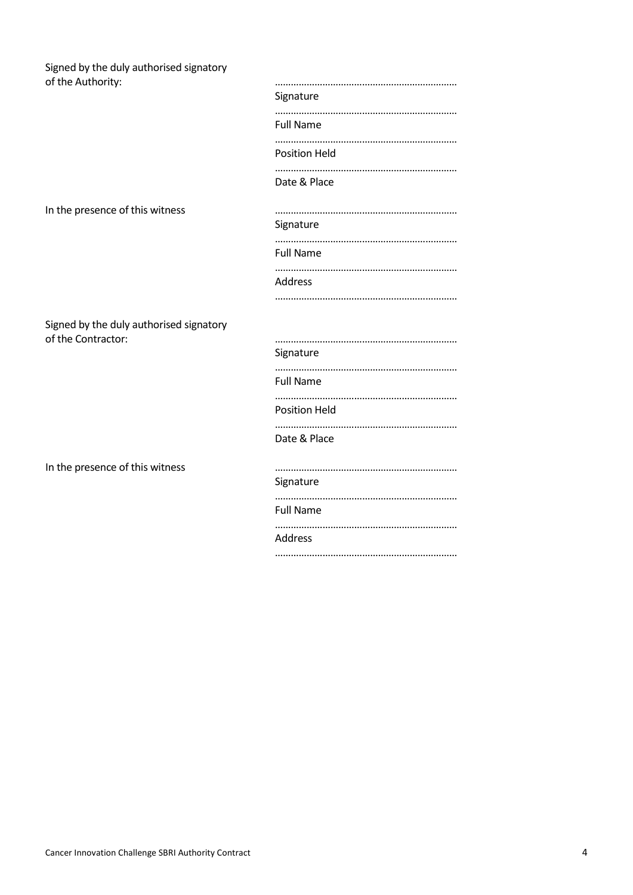Signed by the duly authorised signatory of the Authority:

....................................................................
Signature

....................................................................
Full Name

....................................................................
Position Held

....................................................................
Date & Place

In the presence of this witness

....................................................................
Signature

....................................................................
Full Name

....................................................................
Address

....................................................................

Signed by the duly authorised signatory of the Contractor:

....................................................................
Signature

....................................................................
Full Name

....................................................................
Position Held

....................................................................
Date & Place

In the presence of this witness

....................................................................
Signature

....................................................................
Full Name

....................................................................
Address

....................................................................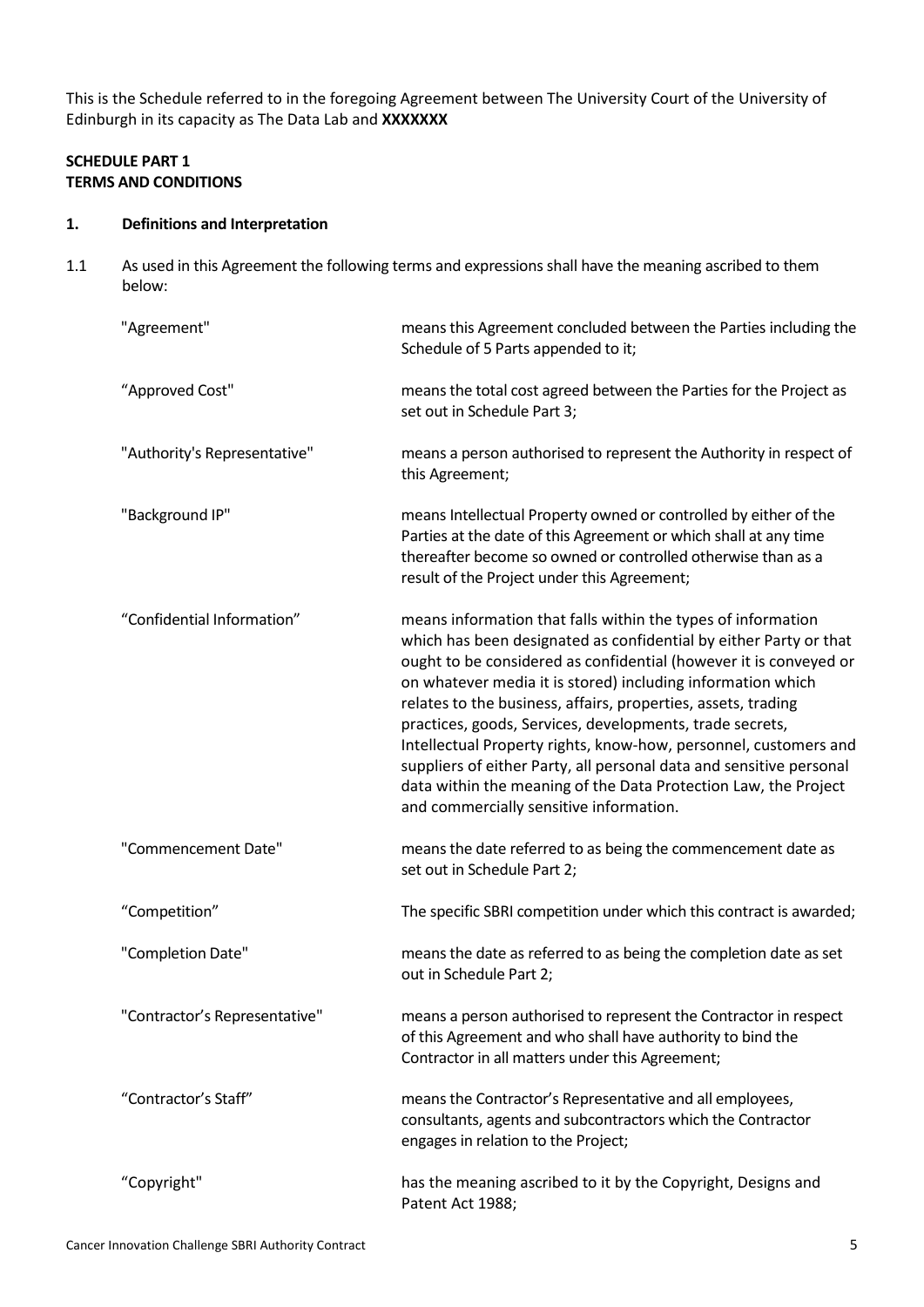This is the Schedule referred to in the foregoing Agreement between The University Court of the University of Edinburgh in its capacity as The Data Lab and **XXXXXXX**

**SCHEDULE PART 1**
**TERMS AND CONDITIONS**

**1. Definitions and Interpretation**

1.1 As used in this Agreement the following terms and expressions shall have the meaning ascribed to them below:

| | |
|---|---|
| "Agreement" | means this Agreement concluded between the Parties including the Schedule of 5 Parts appended to it; |
| "Approved Cost" | means the total cost agreed between the Parties for the Project as set out in Schedule Part 3; |
| "Authority's Representative" | means a person authorised to represent the Authority in respect of this Agreement; |
| "Background IP" | means Intellectual Property owned or controlled by either of the Parties at the date of this Agreement or which shall at any time thereafter become so owned or controlled otherwise than as a result of the Project under this Agreement; |
| "Confidential Information" | means information that falls within the types of information which has been designated as confidential by either Party or that ought to be considered as confidential (however it is conveyed or on whatever media it is stored) including information which relates to the business, affairs, properties, assets, trading practices, goods, Services, developments, trade secrets, Intellectual Property rights, know-how, personnel, customers and suppliers of either Party, all personal data and sensitive personal data within the meaning of the Data Protection Law, the Project and commercially sensitive information. |
| "Commencement Date" | means the date referred to as being the commencement date as set out in Schedule Part 2; |
| "Competition" | The specific SBRI competition under which this contract is awarded; |
| "Completion Date" | means the date as referred to as being the completion date as set out in Schedule Part 2; |
| "Contractor's Representative" | means a person authorised to represent the Contractor in respect of this Agreement and who shall have authority to bind the Contractor in all matters under this Agreement; |
| "Contractor's Staff" | means the Contractor's Representative and all employees, consultants, agents and subcontractors which the Contractor engages in relation to the Project; |
| "Copyright" | has the meaning ascribed to it by the Copyright, Designs and Patent Act 1988; |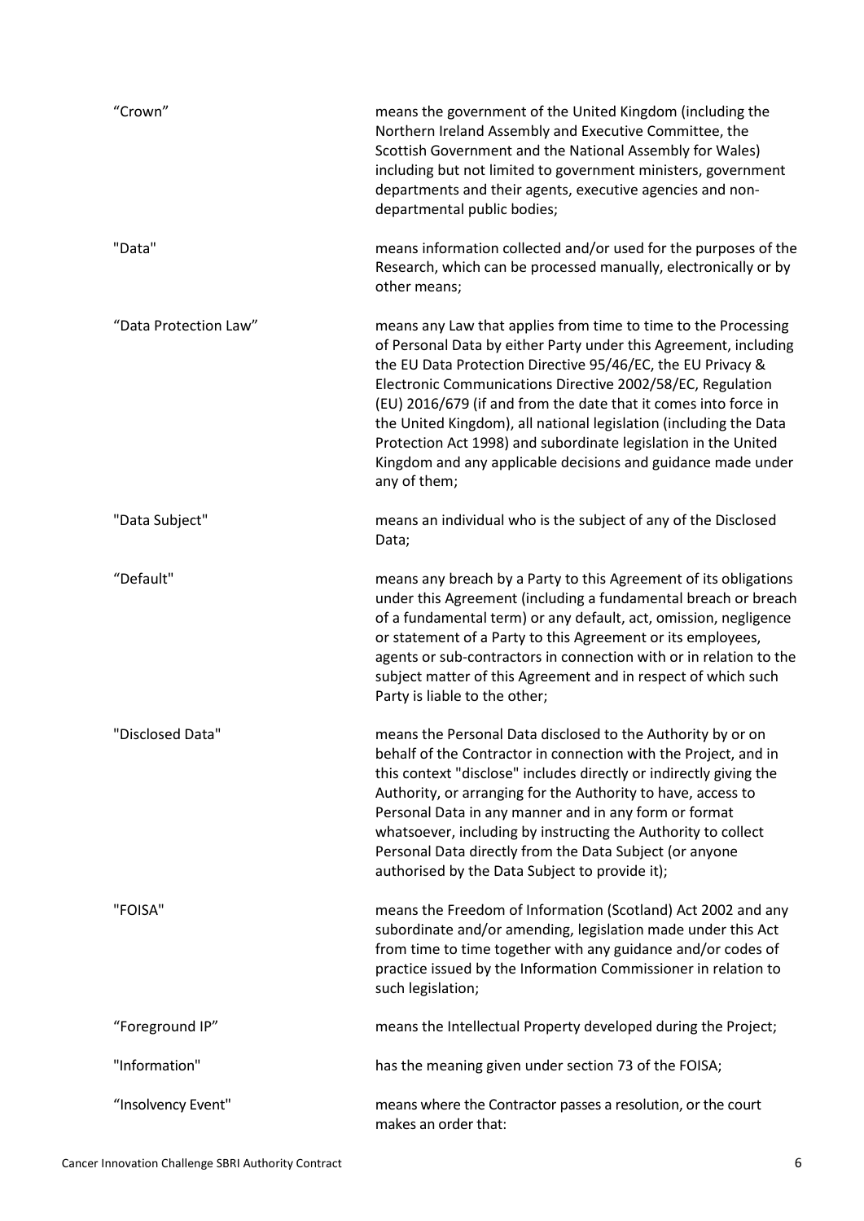| | |
|---|---|
| "Crown" | means the government of the United Kingdom (including the Northern Ireland Assembly and Executive Committee, the Scottish Government and the National Assembly for Wales) including but not limited to government ministers, government departments and their agents, executive agencies and non-departmental public bodies; |
| "Data" | means information collected and/or used for the purposes of the Research, which can be processed manually, electronically or by other means; |
| "Data Protection Law" | means any Law that applies from time to time to the Processing of Personal Data by either Party under this Agreement, including the EU Data Protection Directive 95/46/EC, the EU Privacy & Electronic Communications Directive 2002/58/EC, Regulation (EU) 2016/679 (if and from the date that it comes into force in the United Kingdom), all national legislation (including the Data Protection Act 1998) and subordinate legislation in the United Kingdom and any applicable decisions and guidance made under any of them; |
| "Data Subject" | means an individual who is the subject of any of the Disclosed Data; |
| "Default" | means any breach by a Party to this Agreement of its obligations under this Agreement (including a fundamental breach or breach of a fundamental term) or any default, act, omission, negligence or statement of a Party to this Agreement or its employees, agents or sub-contractors in connection with or in relation to the subject matter of this Agreement and in respect of which such Party is liable to the other; |
| "Disclosed Data" | means the Personal Data disclosed to the Authority by or on behalf of the Contractor in connection with the Project, and in this context "disclose" includes directly or indirectly giving the Authority, or arranging for the Authority to have, access to Personal Data in any manner and in any form or format whatsoever, including by instructing the Authority to collect Personal Data directly from the Data Subject (or anyone authorised by the Data Subject to provide it); |
| "FOISA" | means the Freedom of Information (Scotland) Act 2002 and any subordinate and/or amending, legislation made under this Act from time to time together with any guidance and/or codes of practice issued by the Information Commissioner in relation to such legislation; |
| "Foreground IP" | means the Intellectual Property developed during the Project; |
| "Information" | has the meaning given under section 73 of the FOISA; |
| "Insolvency Event" | means where the Contractor passes a resolution, or the court makes an order that: |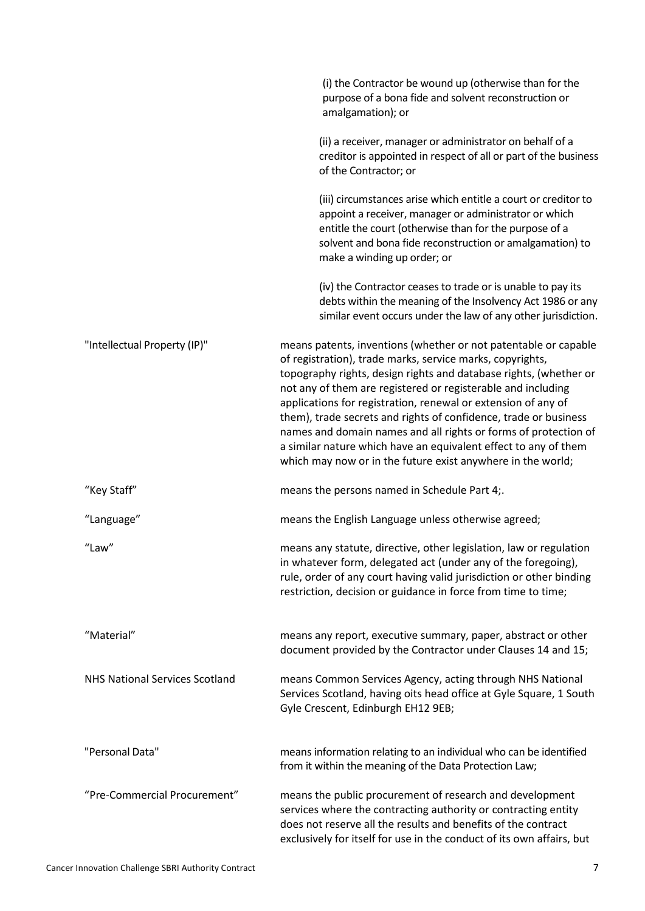(i) the Contractor be wound up (otherwise than for the purpose of a bona fide and solvent reconstruction or amalgamation); or

(ii) a receiver, manager or administrator on behalf of a creditor is appointed in respect of all or part of the business of the Contractor; or

(iii) circumstances arise which entitle a court or creditor to appoint a receiver, manager or administrator or which entitle the court (otherwise than for the purpose of a solvent and bona fide reconstruction or amalgamation) to make a winding up order; or

(iv) the Contractor ceases to trade or is unable to pay its debts within the meaning of the Insolvency Act 1986 or any similar event occurs under the law of any other jurisdiction.

| | |
|---|---|
| "Intellectual Property (IP)" | means patents, inventions (whether or not patentable or capable of registration), trade marks, service marks, copyrights, topography rights, design rights and database rights, (whether or not any of them are registered or registerable and including applications for registration, renewal or extension of any of them), trade secrets and rights of confidence, trade or business names and domain names and all rights or forms of protection of a similar nature which have an equivalent effect to any of them which may now or in the future exist anywhere in the world; |
| "Key Staff" | means the persons named in Schedule Part 4;. |
| "Language" | means the English Language unless otherwise agreed; |
| "Law" | means any statute, directive, other legislation, law or regulation in whatever form, delegated act (under any of the foregoing), rule, order of any court having valid jurisdiction or other binding restriction, decision or guidance in force from time to time; |
| "Material" | means any report, executive summary, paper, abstract or other document provided by the Contractor under Clauses 14 and 15; |
| NHS National Services Scotland | means Common Services Agency, acting through NHS National Services Scotland, having oits head office at Gyle Square, 1 South Gyle Crescent, Edinburgh EH12 9EB; |
| "Personal Data" | means information relating to an individual who can be identified from it within the meaning of the Data Protection Law; |
| "Pre-Commercial Procurement" | means the public procurement of research and development services where the contracting authority or contracting entity does not reserve all the results and benefits of the contract exclusively for itself for use in the conduct of its own affairs, but |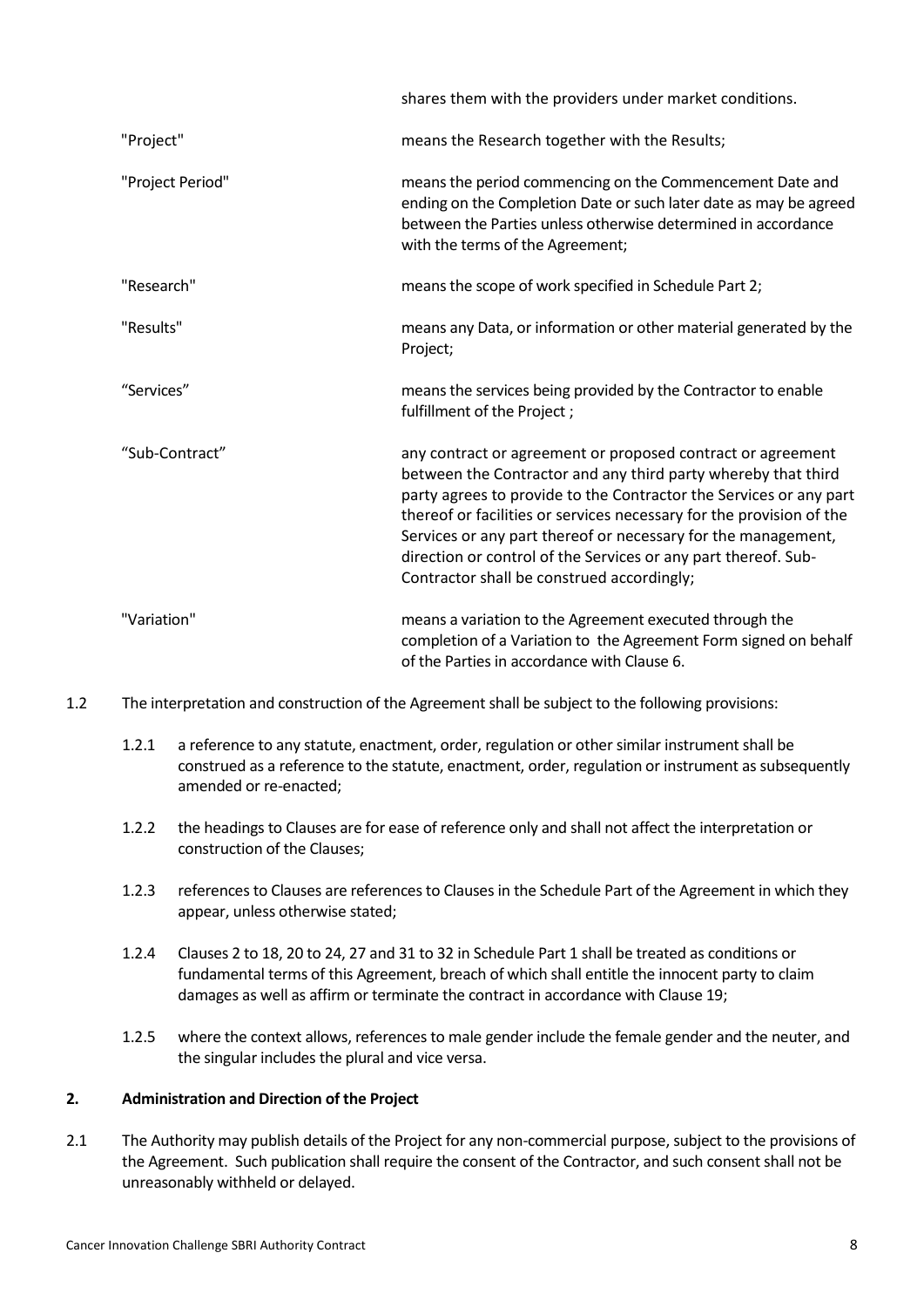shares them with the providers under market conditions.

| | |
|---|---|
| "Project" | means the Research together with the Results; |
| "Project Period" | means the period commencing on the Commencement Date and ending on the Completion Date or such later date as may be agreed between the Parties unless otherwise determined in accordance with the terms of the Agreement; |
| "Research" | means the scope of work specified in Schedule Part 2; |
| "Results" | means any Data, or information or other material generated by the Project; |
| "Services" | means the services being provided by the Contractor to enable fulfillment of the Project ; |
| "Sub-Contract" | any contract or agreement or proposed contract or agreement between the Contractor and any third party whereby that third party agrees to provide to the Contractor the Services or any part thereof or facilities or services necessary for the provision of the Services or any part thereof or necessary for the management, direction or control of the Services or any part thereof. Sub-Contractor shall be construed accordingly; |
| "Variation" | means a variation to the Agreement executed through the completion of a Variation to the Agreement Form signed on behalf of the Parties in accordance with Clause 6. |

1.2 The interpretation and construction of the Agreement shall be subject to the following provisions:

1.2.1 a reference to any statute, enactment, order, regulation or other similar instrument shall be construed as a reference to the statute, enactment, order, regulation or instrument as subsequently amended or re-enacted;

1.2.2 the headings to Clauses are for ease of reference only and shall not affect the interpretation or construction of the Clauses;

1.2.3 references to Clauses are references to Clauses in the Schedule Part of the Agreement in which they appear, unless otherwise stated;

1.2.4 Clauses 2 to 18, 20 to 24, 27 and 31 to 32 in Schedule Part 1 shall be treated as conditions or fundamental terms of this Agreement, breach of which shall entitle the innocent party to claim damages as well as affirm or terminate the contract in accordance with Clause 19;

1.2.5 where the context allows, references to male gender include the female gender and the neuter, and the singular includes the plural and vice versa.

## 2. Administration and Direction of the Project

2.1 The Authority may publish details of the Project for any non-commercial purpose, subject to the provisions of the Agreement. Such publication shall require the consent of the Contractor, and such consent shall not be unreasonably withheld or delayed.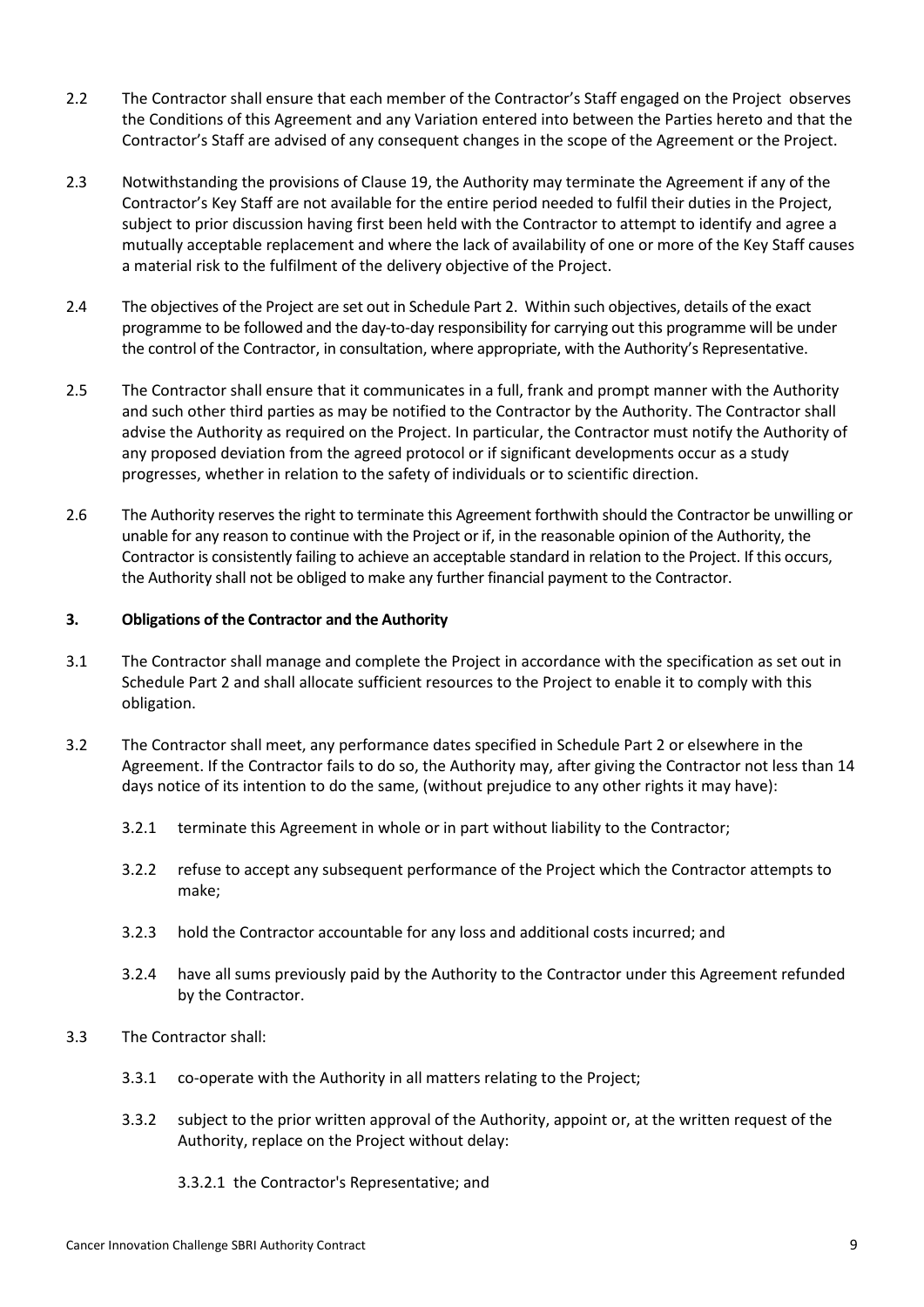2.2 The Contractor shall ensure that each member of the Contractor's Staff engaged on the Project observes the Conditions of this Agreement and any Variation entered into between the Parties hereto and that the Contractor's Staff are advised of any consequent changes in the scope of the Agreement or the Project.

2.3 Notwithstanding the provisions of Clause 19, the Authority may terminate the Agreement if any of the Contractor's Key Staff are not available for the entire period needed to fulfil their duties in the Project, subject to prior discussion having first been held with the Contractor to attempt to identify and agree a mutually acceptable replacement and where the lack of availability of one or more of the Key Staff causes a material risk to the fulfilment of the delivery objective of the Project.

2.4 The objectives of the Project are set out in Schedule Part 2. Within such objectives, details of the exact programme to be followed and the day-to-day responsibility for carrying out this programme will be under the control of the Contractor, in consultation, where appropriate, with the Authority's Representative.

2.5 The Contractor shall ensure that it communicates in a full, frank and prompt manner with the Authority and such other third parties as may be notified to the Contractor by the Authority. The Contractor shall advise the Authority as required on the Project. In particular, the Contractor must notify the Authority of any proposed deviation from the agreed protocol or if significant developments occur as a study progresses, whether in relation to the safety of individuals or to scientific direction.

2.6 The Authority reserves the right to terminate this Agreement forthwith should the Contractor be unwilling or unable for any reason to continue with the Project or if, in the reasonable opinion of the Authority, the Contractor is consistently failing to achieve an acceptable standard in relation to the Project. If this occurs, the Authority shall not be obliged to make any further financial payment to the Contractor.

**3. Obligations of the Contractor and the Authority**

3.1 The Contractor shall manage and complete the Project in accordance with the specification as set out in Schedule Part 2 and shall allocate sufficient resources to the Project to enable it to comply with this obligation.

3.2 The Contractor shall meet, any performance dates specified in Schedule Part 2 or elsewhere in the Agreement. If the Contractor fails to do so, the Authority may, after giving the Contractor not less than 14 days notice of its intention to do the same, (without prejudice to any other rights it may have):

3.2.1 terminate this Agreement in whole or in part without liability to the Contractor;

3.2.2 refuse to accept any subsequent performance of the Project which the Contractor attempts to make;

3.2.3 hold the Contractor accountable for any loss and additional costs incurred; and

3.2.4 have all sums previously paid by the Authority to the Contractor under this Agreement refunded by the Contractor.

3.3 The Contractor shall:

3.3.1 co-operate with the Authority in all matters relating to the Project;

3.3.2 subject to the prior written approval of the Authority, appoint or, at the written request of the Authority, replace on the Project without delay:

3.3.2.1 the Contractor's Representative; and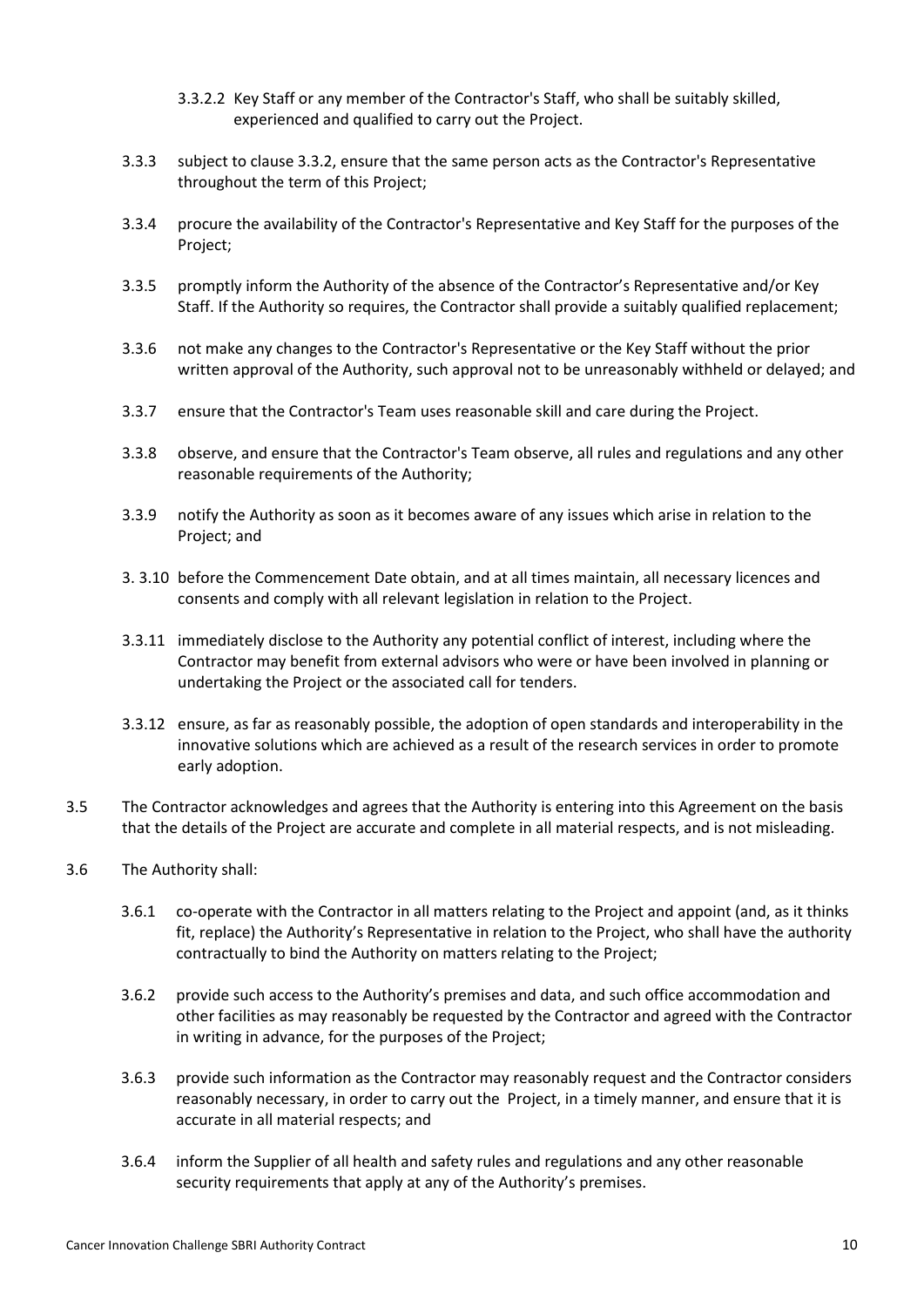3.3.2.2 Key Staff or any member of the Contractor's Staff, who shall be suitably skilled, experienced and qualified to carry out the Project.

3.3.3 subject to clause 3.3.2, ensure that the same person acts as the Contractor's Representative throughout the term of this Project;

3.3.4 procure the availability of the Contractor's Representative and Key Staff for the purposes of the Project;

3.3.5 promptly inform the Authority of the absence of the Contractor's Representative and/or Key Staff. If the Authority so requires, the Contractor shall provide a suitably qualified replacement;

3.3.6 not make any changes to the Contractor's Representative or the Key Staff without the prior written approval of the Authority, such approval not to be unreasonably withheld or delayed; and

3.3.7 ensure that the Contractor's Team uses reasonable skill and care during the Project.

3.3.8 observe, and ensure that the Contractor's Team observe, all rules and regulations and any other reasonable requirements of the Authority;

3.3.9 notify the Authority as soon as it becomes aware of any issues which arise in relation to the Project; and

3. 3.10 before the Commencement Date obtain, and at all times maintain, all necessary licences and consents and comply with all relevant legislation in relation to the Project.

3.3.11 immediately disclose to the Authority any potential conflict of interest, including where the Contractor may benefit from external advisors who were or have been involved in planning or undertaking the Project or the associated call for tenders.

3.3.12 ensure, as far as reasonably possible, the adoption of open standards and interoperability in the innovative solutions which are achieved as a result of the research services in order to promote early adoption.

3.5 The Contractor acknowledges and agrees that the Authority is entering into this Agreement on the basis that the details of the Project are accurate and complete in all material respects, and is not misleading.

3.6 The Authority shall:

3.6.1 co-operate with the Contractor in all matters relating to the Project and appoint (and, as it thinks fit, replace) the Authority's Representative in relation to the Project, who shall have the authority contractually to bind the Authority on matters relating to the Project;

3.6.2 provide such access to the Authority's premises and data, and such office accommodation and other facilities as may reasonably be requested by the Contractor and agreed with the Contractor in writing in advance, for the purposes of the Project;

3.6.3 provide such information as the Contractor may reasonably request and the Contractor considers reasonably necessary, in order to carry out the Project, in a timely manner, and ensure that it is accurate in all material respects; and

3.6.4 inform the Supplier of all health and safety rules and regulations and any other reasonable security requirements that apply at any of the Authority's premises.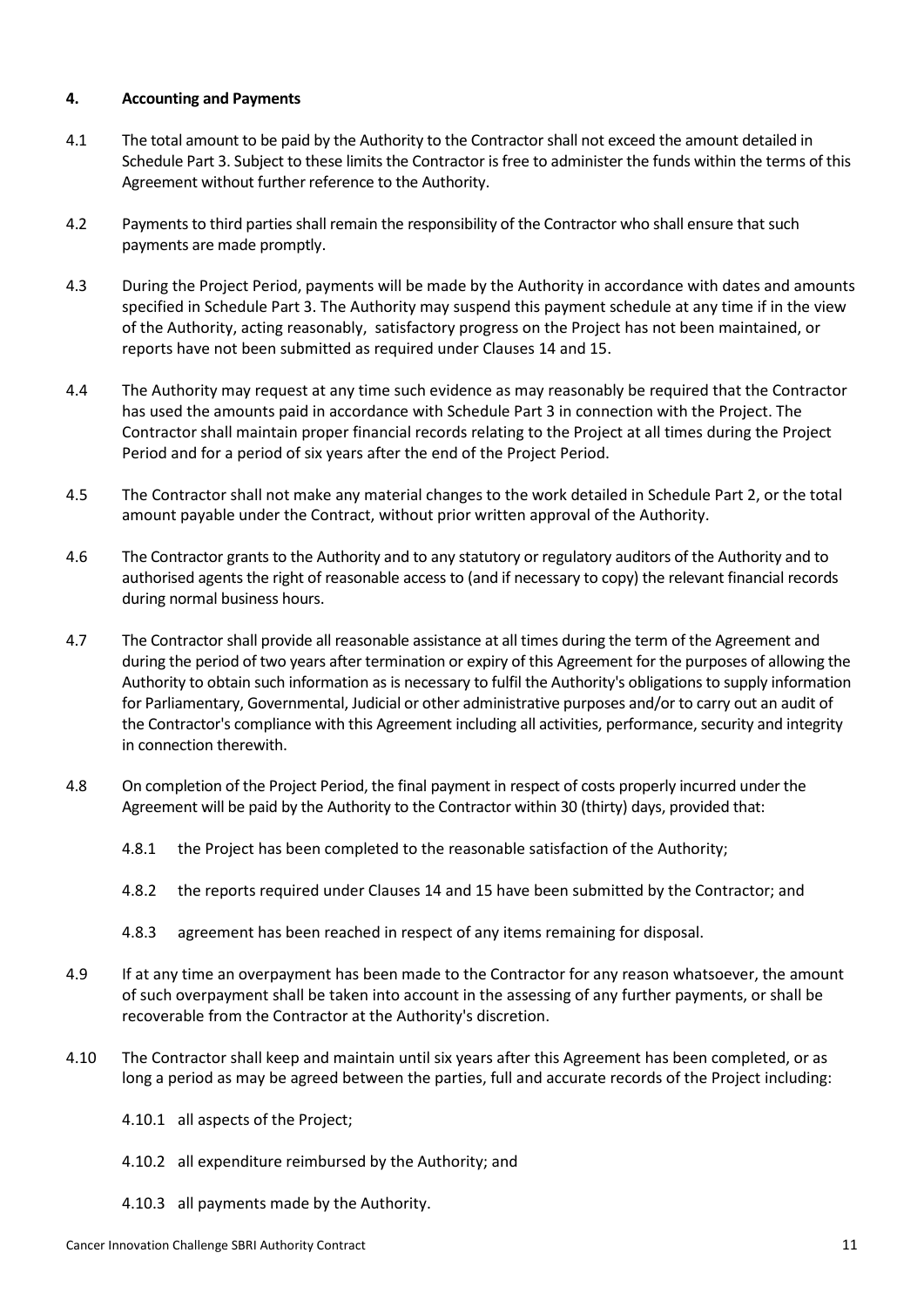## 4. Accounting and Payments

4.1 The total amount to be paid by the Authority to the Contractor shall not exceed the amount detailed in Schedule Part 3. Subject to these limits the Contractor is free to administer the funds within the terms of this Agreement without further reference to the Authority.

4.2 Payments to third parties shall remain the responsibility of the Contractor who shall ensure that such payments are made promptly.

4.3 During the Project Period, payments will be made by the Authority in accordance with dates and amounts specified in Schedule Part 3. The Authority may suspend this payment schedule at any time if in the view of the Authority, acting reasonably, satisfactory progress on the Project has not been maintained, or reports have not been submitted as required under Clauses 14 and 15.

4.4 The Authority may request at any time such evidence as may reasonably be required that the Contractor has used the amounts paid in accordance with Schedule Part 3 in connection with the Project. The Contractor shall maintain proper financial records relating to the Project at all times during the Project Period and for a period of six years after the end of the Project Period.

4.5 The Contractor shall not make any material changes to the work detailed in Schedule Part 2, or the total amount payable under the Contract, without prior written approval of the Authority.

4.6 The Contractor grants to the Authority and to any statutory or regulatory auditors of the Authority and to authorised agents the right of reasonable access to (and if necessary to copy) the relevant financial records during normal business hours.

4.7 The Contractor shall provide all reasonable assistance at all times during the term of the Agreement and during the period of two years after termination or expiry of this Agreement for the purposes of allowing the Authority to obtain such information as is necessary to fulfil the Authority's obligations to supply information for Parliamentary, Governmental, Judicial or other administrative purposes and/or to carry out an audit of the Contractor's compliance with this Agreement including all activities, performance, security and integrity in connection therewith.

4.8 On completion of the Project Period, the final payment in respect of costs properly incurred under the Agreement will be paid by the Authority to the Contractor within 30 (thirty) days, provided that:

4.8.1 the Project has been completed to the reasonable satisfaction of the Authority;

4.8.2 the reports required under Clauses 14 and 15 have been submitted by the Contractor; and

4.8.3 agreement has been reached in respect of any items remaining for disposal.

4.9 If at any time an overpayment has been made to the Contractor for any reason whatsoever, the amount of such overpayment shall be taken into account in the assessing of any further payments, or shall be recoverable from the Contractor at the Authority's discretion.

4.10 The Contractor shall keep and maintain until six years after this Agreement has been completed, or as long a period as may be agreed between the parties, full and accurate records of the Project including:

4.10.1 all aspects of the Project;

4.10.2 all expenditure reimbursed by the Authority; and

4.10.3 all payments made by the Authority.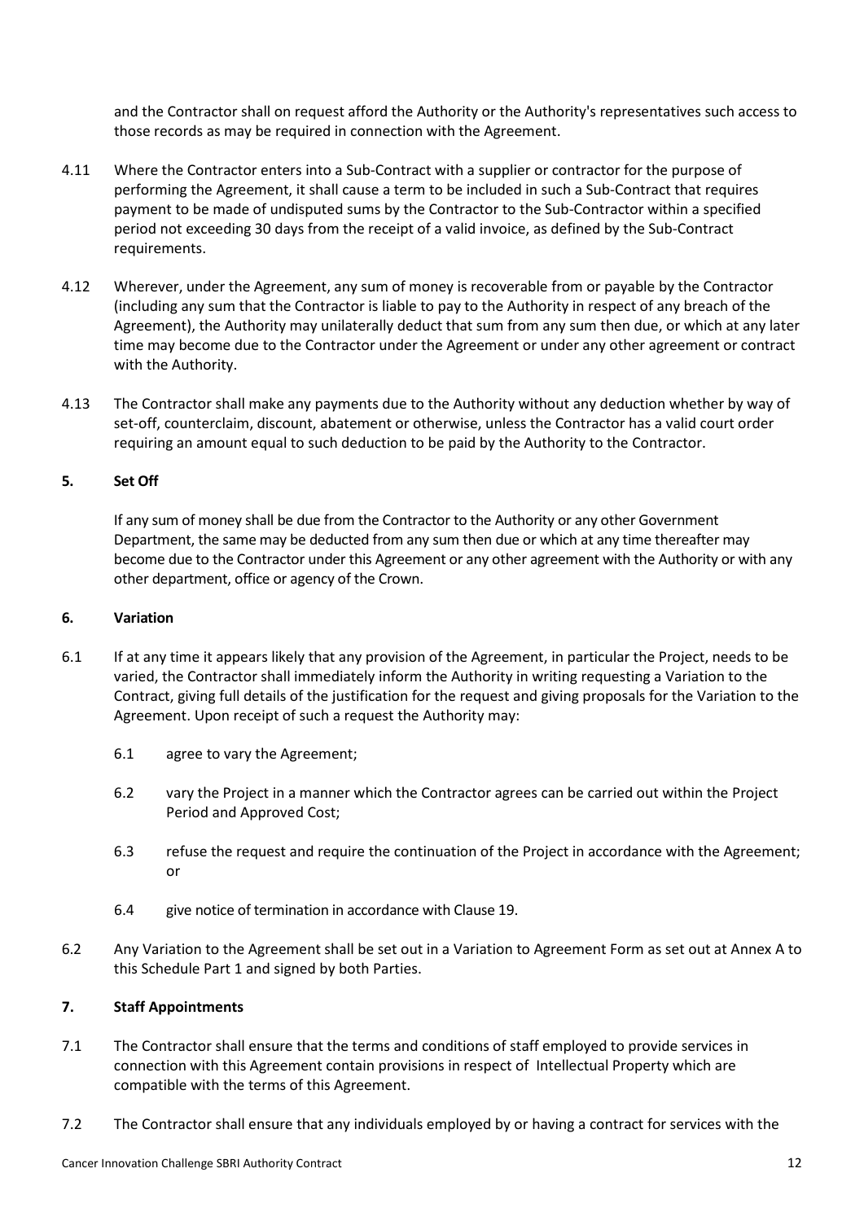and the Contractor shall on request afford the Authority or the Authority's representatives such access to those records as may be required in connection with the Agreement.

4.11 Where the Contractor enters into a Sub-Contract with a supplier or contractor for the purpose of performing the Agreement, it shall cause a term to be included in such a Sub-Contract that requires payment to be made of undisputed sums by the Contractor to the Sub-Contractor within a specified period not exceeding 30 days from the receipt of a valid invoice, as defined by the Sub-Contract requirements.

4.12 Wherever, under the Agreement, any sum of money is recoverable from or payable by the Contractor (including any sum that the Contractor is liable to pay to the Authority in respect of any breach of the Agreement), the Authority may unilaterally deduct that sum from any sum then due, or which at any later time may become due to the Contractor under the Agreement or under any other agreement or contract with the Authority.

4.13 The Contractor shall make any payments due to the Authority without any deduction whether by way of set-off, counterclaim, discount, abatement or otherwise, unless the Contractor has a valid court order requiring an amount equal to such deduction to be paid by the Authority to the Contractor.

**5. Set Off**

If any sum of money shall be due from the Contractor to the Authority or any other Government Department, the same may be deducted from any sum then due or which at any time thereafter may become due to the Contractor under this Agreement or any other agreement with the Authority or with any other department, office or agency of the Crown.

**6. Variation**

6.1 If at any time it appears likely that any provision of the Agreement, in particular the Project, needs to be varied, the Contractor shall immediately inform the Authority in writing requesting a Variation to the Contract, giving full details of the justification for the request and giving proposals for the Variation to the Agreement. Upon receipt of such a request the Authority may:

- 6.1 agree to vary the Agreement;
- 6.2 vary the Project in a manner which the Contractor agrees can be carried out within the Project Period and Approved Cost;
- 6.3 refuse the request and require the continuation of the Project in accordance with the Agreement; or
- 6.4 give notice of termination in accordance with Clause 19.

6.2 Any Variation to the Agreement shall be set out in a Variation to Agreement Form as set out at Annex A to this Schedule Part 1 and signed by both Parties.

**7. Staff Appointments**

7.1 The Contractor shall ensure that the terms and conditions of staff employed to provide services in connection with this Agreement contain provisions in respect of Intellectual Property which are compatible with the terms of this Agreement.

7.2 The Contractor shall ensure that any individuals employed by or having a contract for services with the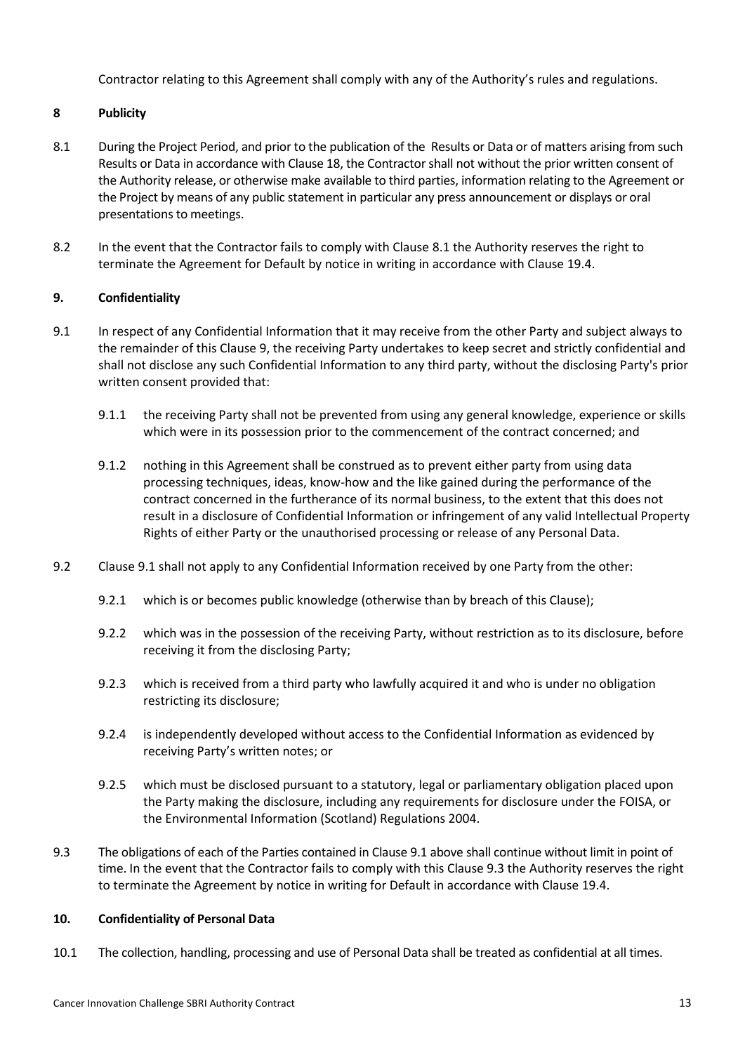Contractor relating to this Agreement shall comply with any of the Authority's rules and regulations.

## 8 Publicity

8.1 During the Project Period, and prior to the publication of the Results or Data or of matters arising from such Results or Data in accordance with Clause 18, the Contractor shall not without the prior written consent of the Authority release, or otherwise make available to third parties, information relating to the Agreement or the Project by means of any public statement in particular any press announcement or displays or oral presentations to meetings.

8.2 In the event that the Contractor fails to comply with Clause 8.1 the Authority reserves the right to terminate the Agreement for Default by notice in writing in accordance with Clause 19.4.

## 9. Confidentiality

9.1 In respect of any Confidential Information that it may receive from the other Party and subject always to the remainder of this Clause 9, the receiving Party undertakes to keep secret and strictly confidential and shall not disclose any such Confidential Information to any third party, without the disclosing Party's prior written consent provided that:

9.1.1 the receiving Party shall not be prevented from using any general knowledge, experience or skills which were in its possession prior to the commencement of the contract concerned; and

9.1.2 nothing in this Agreement shall be construed as to prevent either party from using data processing techniques, ideas, know-how and the like gained during the performance of the contract concerned in the furtherance of its normal business, to the extent that this does not result in a disclosure of Confidential Information or infringement of any valid Intellectual Property Rights of either Party or the unauthorised processing or release of any Personal Data.

9.2 Clause 9.1 shall not apply to any Confidential Information received by one Party from the other:

9.2.1 which is or becomes public knowledge (otherwise than by breach of this Clause);

9.2.2 which was in the possession of the receiving Party, without restriction as to its disclosure, before receiving it from the disclosing Party;

9.2.3 which is received from a third party who lawfully acquired it and who is under no obligation restricting its disclosure;

9.2.4 is independently developed without access to the Confidential Information as evidenced by receiving Party's written notes; or

9.2.5 which must be disclosed pursuant to a statutory, legal or parliamentary obligation placed upon the Party making the disclosure, including any requirements for disclosure under the FOISA, or the Environmental Information (Scotland) Regulations 2004.

9.3 The obligations of each of the Parties contained in Clause 9.1 above shall continue without limit in point of time. In the event that the Contractor fails to comply with this Clause 9.3 the Authority reserves the right to terminate the Agreement by notice in writing for Default in accordance with Clause 19.4.

## 10. Confidentiality of Personal Data

10.1 The collection, handling, processing and use of Personal Data shall be treated as confidential at all times.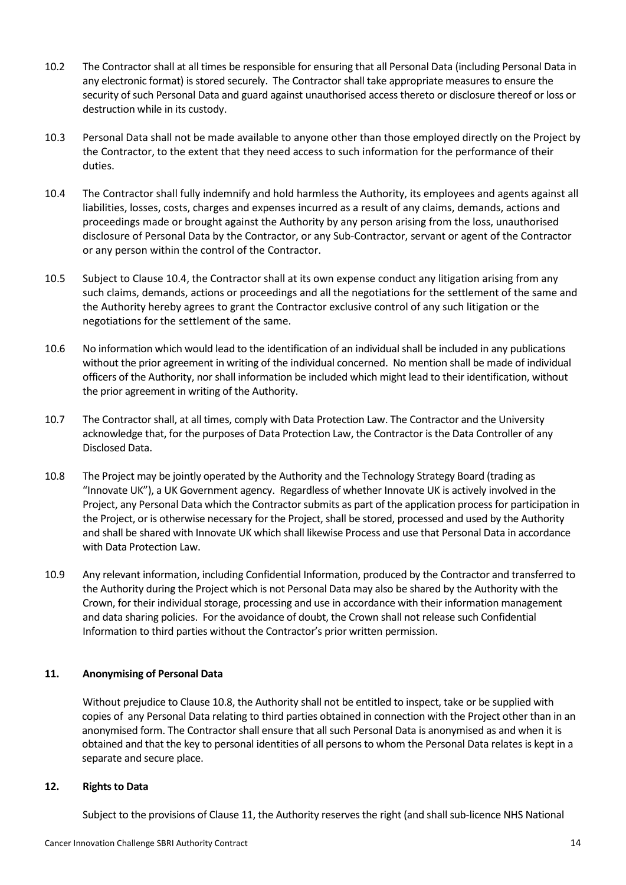10.2 The Contractor shall at all times be responsible for ensuring that all Personal Data (including Personal Data in any electronic format) is stored securely. The Contractor shall take appropriate measures to ensure the security of such Personal Data and guard against unauthorised access thereto or disclosure thereof or loss or destruction while in its custody.

10.3 Personal Data shall not be made available to anyone other than those employed directly on the Project by the Contractor, to the extent that they need access to such information for the performance of their duties.

10.4 The Contractor shall fully indemnify and hold harmless the Authority, its employees and agents against all liabilities, losses, costs, charges and expenses incurred as a result of any claims, demands, actions and proceedings made or brought against the Authority by any person arising from the loss, unauthorised disclosure of Personal Data by the Contractor, or any Sub-Contractor, servant or agent of the Contractor or any person within the control of the Contractor.

10.5 Subject to Clause 10.4, the Contractor shall at its own expense conduct any litigation arising from any such claims, demands, actions or proceedings and all the negotiations for the settlement of the same and the Authority hereby agrees to grant the Contractor exclusive control of any such litigation or the negotiations for the settlement of the same.

10.6 No information which would lead to the identification of an individual shall be included in any publications without the prior agreement in writing of the individual concerned. No mention shall be made of individual officers of the Authority, nor shall information be included which might lead to their identification, without the prior agreement in writing of the Authority.

10.7 The Contractor shall, at all times, comply with Data Protection Law. The Contractor and the University acknowledge that, for the purposes of Data Protection Law, the Contractor is the Data Controller of any Disclosed Data.

10.8 The Project may be jointly operated by the Authority and the Technology Strategy Board (trading as "Innovate UK"), a UK Government agency. Regardless of whether Innovate UK is actively involved in the Project, any Personal Data which the Contractor submits as part of the application process for participation in the Project, or is otherwise necessary for the Project, shall be stored, processed and used by the Authority and shall be shared with Innovate UK which shall likewise Process and use that Personal Data in accordance with Data Protection Law.

10.9 Any relevant information, including Confidential Information, produced by the Contractor and transferred to the Authority during the Project which is not Personal Data may also be shared by the Authority with the Crown, for their individual storage, processing and use in accordance with their information management and data sharing policies. For the avoidance of doubt, the Crown shall not release such Confidential Information to third parties without the Contractor's prior written permission.

**11. Anonymising of Personal Data**

Without prejudice to Clause 10.8, the Authority shall not be entitled to inspect, take or be supplied with copies of any Personal Data relating to third parties obtained in connection with the Project other than in an anonymised form. The Contractor shall ensure that all such Personal Data is anonymised as and when it is obtained and that the key to personal identities of all persons to whom the Personal Data relates is kept in a separate and secure place.

**12. Rights to Data**

Subject to the provisions of Clause 11, the Authority reserves the right (and shall sub-licence NHS National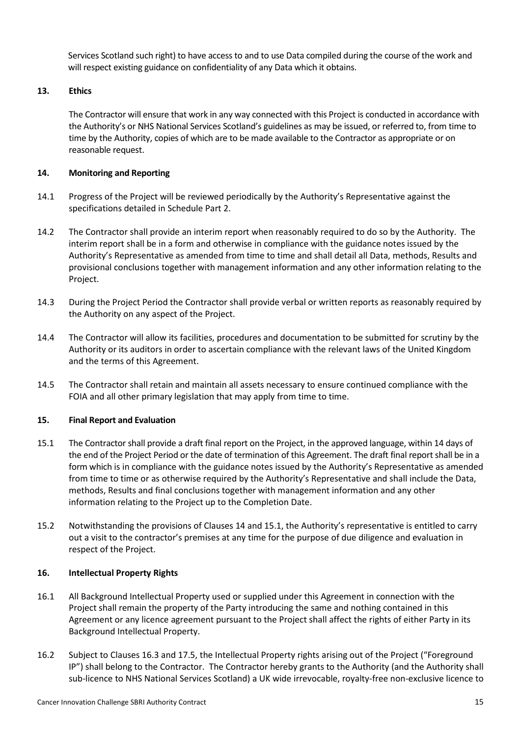Services Scotland such right) to have access to and to use Data compiled during the course of the work and will respect existing guidance on confidentiality of any Data which it obtains.

**13. Ethics**

The Contractor will ensure that work in any way connected with this Project is conducted in accordance with the Authority's or NHS National Services Scotland's guidelines as may be issued, or referred to, from time to time by the Authority, copies of which are to be made available to the Contractor as appropriate or on reasonable request.

**14. Monitoring and Reporting**

14.1 Progress of the Project will be reviewed periodically by the Authority's Representative against the specifications detailed in Schedule Part 2.

14.2 The Contractor shall provide an interim report when reasonably required to do so by the Authority. The interim report shall be in a form and otherwise in compliance with the guidance notes issued by the Authority's Representative as amended from time to time and shall detail all Data, methods, Results and provisional conclusions together with management information and any other information relating to the Project.

14.3 During the Project Period the Contractor shall provide verbal or written reports as reasonably required by the Authority on any aspect of the Project.

14.4 The Contractor will allow its facilities, procedures and documentation to be submitted for scrutiny by the Authority or its auditors in order to ascertain compliance with the relevant laws of the United Kingdom and the terms of this Agreement.

14.5 The Contractor shall retain and maintain all assets necessary to ensure continued compliance with the FOIA and all other primary legislation that may apply from time to time.

**15. Final Report and Evaluation**

15.1 The Contractor shall provide a draft final report on the Project, in the approved language, within 14 days of the end of the Project Period or the date of termination of this Agreement. The draft final report shall be in a form which is in compliance with the guidance notes issued by the Authority's Representative as amended from time to time or as otherwise required by the Authority's Representative and shall include the Data, methods, Results and final conclusions together with management information and any other information relating to the Project up to the Completion Date.

15.2 Notwithstanding the provisions of Clauses 14 and 15.1, the Authority's representative is entitled to carry out a visit to the contractor's premises at any time for the purpose of due diligence and evaluation in respect of the Project.

**16. Intellectual Property Rights**

16.1 All Background Intellectual Property used or supplied under this Agreement in connection with the Project shall remain the property of the Party introducing the same and nothing contained in this Agreement or any licence agreement pursuant to the Project shall affect the rights of either Party in its Background Intellectual Property.

16.2 Subject to Clauses 16.3 and 17.5, the Intellectual Property rights arising out of the Project ("Foreground IP") shall belong to the Contractor. The Contractor hereby grants to the Authority (and the Authority shall sub-licence to NHS National Services Scotland) a UK wide irrevocable, royalty-free non-exclusive licence to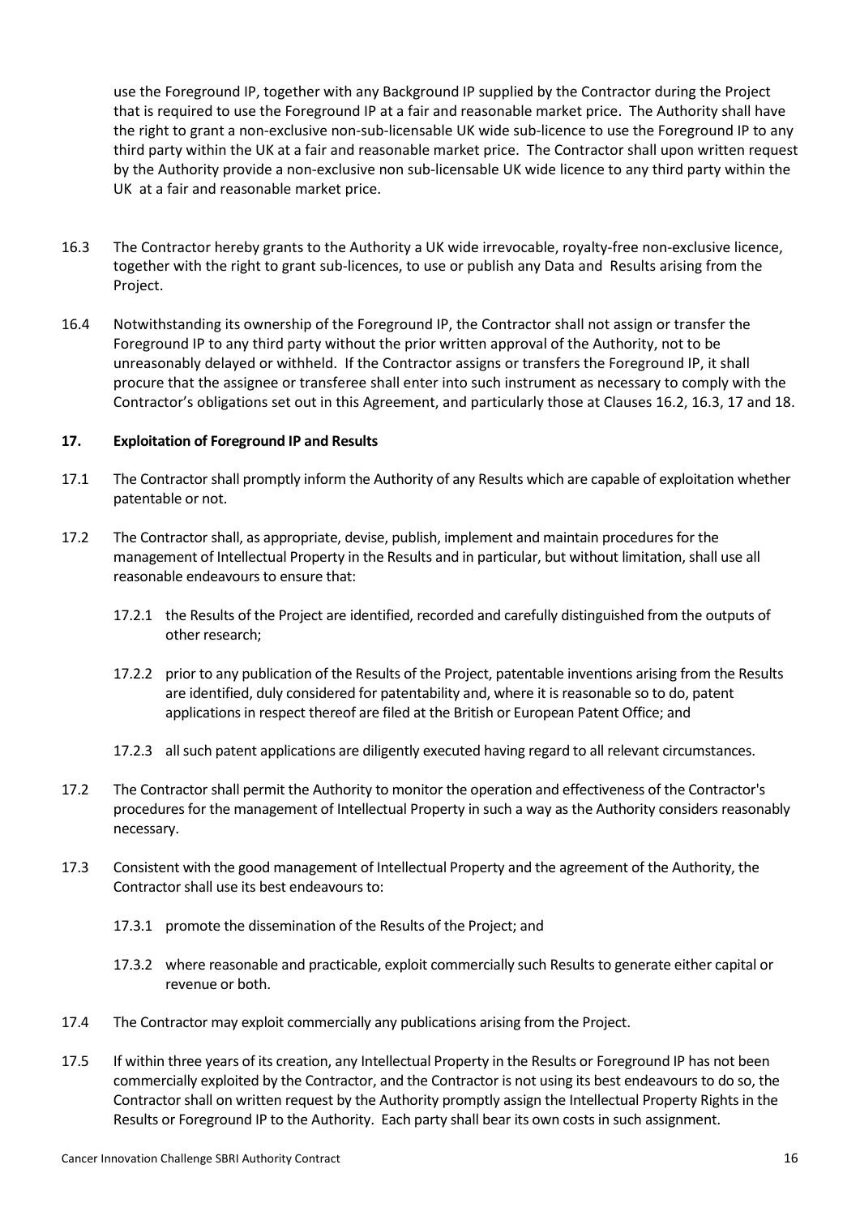use the Foreground IP, together with any Background IP supplied by the Contractor during the Project that is required to use the Foreground IP at a fair and reasonable market price. The Authority shall have the right to grant a non-exclusive non-sub-licensable UK wide sub-licence to use the Foreground IP to any third party within the UK at a fair and reasonable market price. The Contractor shall upon written request by the Authority provide a non-exclusive non sub-licensable UK wide licence to any third party within the UK at a fair and reasonable market price.

16.3 The Contractor hereby grants to the Authority a UK wide irrevocable, royalty-free non-exclusive licence, together with the right to grant sub-licences, to use or publish any Data and Results arising from the Project.

16.4 Notwithstanding its ownership of the Foreground IP, the Contractor shall not assign or transfer the Foreground IP to any third party without the prior written approval of the Authority, not to be unreasonably delayed or withheld. If the Contractor assigns or transfers the Foreground IP, it shall procure that the assignee or transferee shall enter into such instrument as necessary to comply with the Contractor's obligations set out in this Agreement, and particularly those at Clauses 16.2, 16.3, 17 and 18.

**17. Exploitation of Foreground IP and Results**

17.1 The Contractor shall promptly inform the Authority of any Results which are capable of exploitation whether patentable or not.

17.2 The Contractor shall, as appropriate, devise, publish, implement and maintain procedures for the management of Intellectual Property in the Results and in particular, but without limitation, shall use all reasonable endeavours to ensure that:

17.2.1 the Results of the Project are identified, recorded and carefully distinguished from the outputs of other research;

17.2.2 prior to any publication of the Results of the Project, patentable inventions arising from the Results are identified, duly considered for patentability and, where it is reasonable so to do, patent applications in respect thereof are filed at the British or European Patent Office; and

17.2.3 all such patent applications are diligently executed having regard to all relevant circumstances.

17.2 The Contractor shall permit the Authority to monitor the operation and effectiveness of the Contractor's procedures for the management of Intellectual Property in such a way as the Authority considers reasonably necessary.

17.3 Consistent with the good management of Intellectual Property and the agreement of the Authority, the Contractor shall use its best endeavours to:

17.3.1 promote the dissemination of the Results of the Project; and

17.3.2 where reasonable and practicable, exploit commercially such Results to generate either capital or revenue or both.

17.4 The Contractor may exploit commercially any publications arising from the Project.

17.5 If within three years of its creation, any Intellectual Property in the Results or Foreground IP has not been commercially exploited by the Contractor, and the Contractor is not using its best endeavours to do so, the Contractor shall on written request by the Authority promptly assign the Intellectual Property Rights in the Results or Foreground IP to the Authority. Each party shall bear its own costs in such assignment.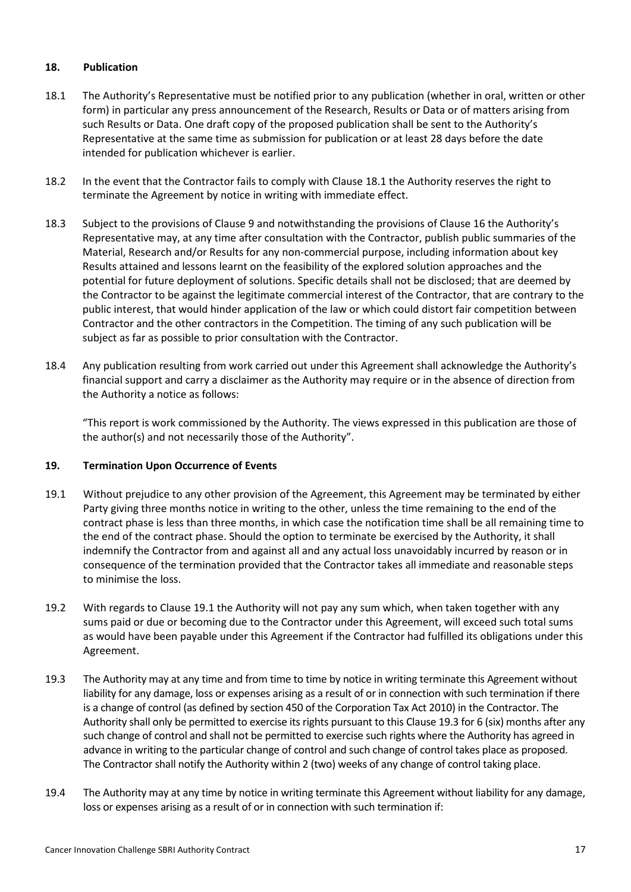## 18. Publication

18.1 The Authority's Representative must be notified prior to any publication (whether in oral, written or other form) in particular any press announcement of the Research, Results or Data or of matters arising from such Results or Data. One draft copy of the proposed publication shall be sent to the Authority's Representative at the same time as submission for publication or at least 28 days before the date intended for publication whichever is earlier.

18.2 In the event that the Contractor fails to comply with Clause 18.1 the Authority reserves the right to terminate the Agreement by notice in writing with immediate effect.

18.3 Subject to the provisions of Clause 9 and notwithstanding the provisions of Clause 16 the Authority's Representative may, at any time after consultation with the Contractor, publish public summaries of the Material, Research and/or Results for any non-commercial purpose, including information about key Results attained and lessons learnt on the feasibility of the explored solution approaches and the potential for future deployment of solutions. Specific details shall not be disclosed; that are deemed by the Contractor to be against the legitimate commercial interest of the Contractor, that are contrary to the public interest, that would hinder application of the law or which could distort fair competition between Contractor and the other contractors in the Competition. The timing of any such publication will be subject as far as possible to prior consultation with the Contractor.

18.4 Any publication resulting from work carried out under this Agreement shall acknowledge the Authority's financial support and carry a disclaimer as the Authority may require or in the absence of direction from the Authority a notice as follows:

"This report is work commissioned by the Authority. The views expressed in this publication are those of the author(s) and not necessarily those of the Authority".

## 19. Termination Upon Occurrence of Events

19.1 Without prejudice to any other provision of the Agreement, this Agreement may be terminated by either Party giving three months notice in writing to the other, unless the time remaining to the end of the contract phase is less than three months, in which case the notification time shall be all remaining time to the end of the contract phase. Should the option to terminate be exercised by the Authority, it shall indemnify the Contractor from and against all and any actual loss unavoidably incurred by reason or in consequence of the termination provided that the Contractor takes all immediate and reasonable steps to minimise the loss.

19.2 With regards to Clause 19.1 the Authority will not pay any sum which, when taken together with any sums paid or due or becoming due to the Contractor under this Agreement, will exceed such total sums as would have been payable under this Agreement if the Contractor had fulfilled its obligations under this Agreement.

19.3 The Authority may at any time and from time to time by notice in writing terminate this Agreement without liability for any damage, loss or expenses arising as a result of or in connection with such termination if there is a change of control (as defined by section 450 of the Corporation Tax Act 2010) in the Contractor. The Authority shall only be permitted to exercise its rights pursuant to this Clause 19.3 for 6 (six) months after any such change of control and shall not be permitted to exercise such rights where the Authority has agreed in advance in writing to the particular change of control and such change of control takes place as proposed. The Contractor shall notify the Authority within 2 (two) weeks of any change of control taking place.

19.4 The Authority may at any time by notice in writing terminate this Agreement without liability for any damage, loss or expenses arising as a result of or in connection with such termination if: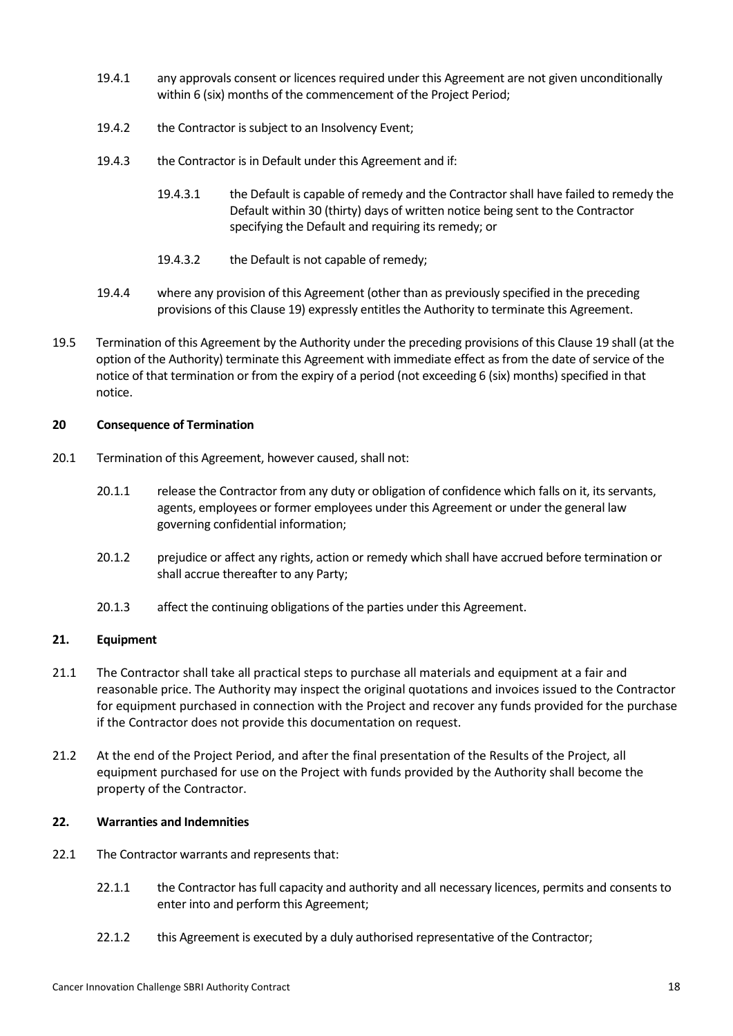19.4.1 any approvals consent or licences required under this Agreement are not given unconditionally within 6 (six) months of the commencement of the Project Period;

19.4.2 the Contractor is subject to an Insolvency Event;

19.4.3 the Contractor is in Default under this Agreement and if:

19.4.3.1 the Default is capable of remedy and the Contractor shall have failed to remedy the Default within 30 (thirty) days of written notice being sent to the Contractor specifying the Default and requiring its remedy; or

19.4.3.2 the Default is not capable of remedy;

19.4.4 where any provision of this Agreement (other than as previously specified in the preceding provisions of this Clause 19) expressly entitles the Authority to terminate this Agreement.

19.5 Termination of this Agreement by the Authority under the preceding provisions of this Clause 19 shall (at the option of the Authority) terminate this Agreement with immediate effect as from the date of service of the notice of that termination or from the expiry of a period (not exceeding 6 (six) months) specified in that notice.

**20 Consequence of Termination**

20.1 Termination of this Agreement, however caused, shall not:

20.1.1 release the Contractor from any duty or obligation of confidence which falls on it, its servants, agents, employees or former employees under this Agreement or under the general law governing confidential information;

20.1.2 prejudice or affect any rights, action or remedy which shall have accrued before termination or shall accrue thereafter to any Party;

20.1.3 affect the continuing obligations of the parties under this Agreement.

**21. Equipment**

21.1 The Contractor shall take all practical steps to purchase all materials and equipment at a fair and reasonable price. The Authority may inspect the original quotations and invoices issued to the Contractor for equipment purchased in connection with the Project and recover any funds provided for the purchase if the Contractor does not provide this documentation on request.

21.2 At the end of the Project Period, and after the final presentation of the Results of the Project, all equipment purchased for use on the Project with funds provided by the Authority shall become the property of the Contractor.

**22. Warranties and Indemnities**

22.1 The Contractor warrants and represents that:

22.1.1 the Contractor has full capacity and authority and all necessary licences, permits and consents to enter into and perform this Agreement;

22.1.2 this Agreement is executed by a duly authorised representative of the Contractor;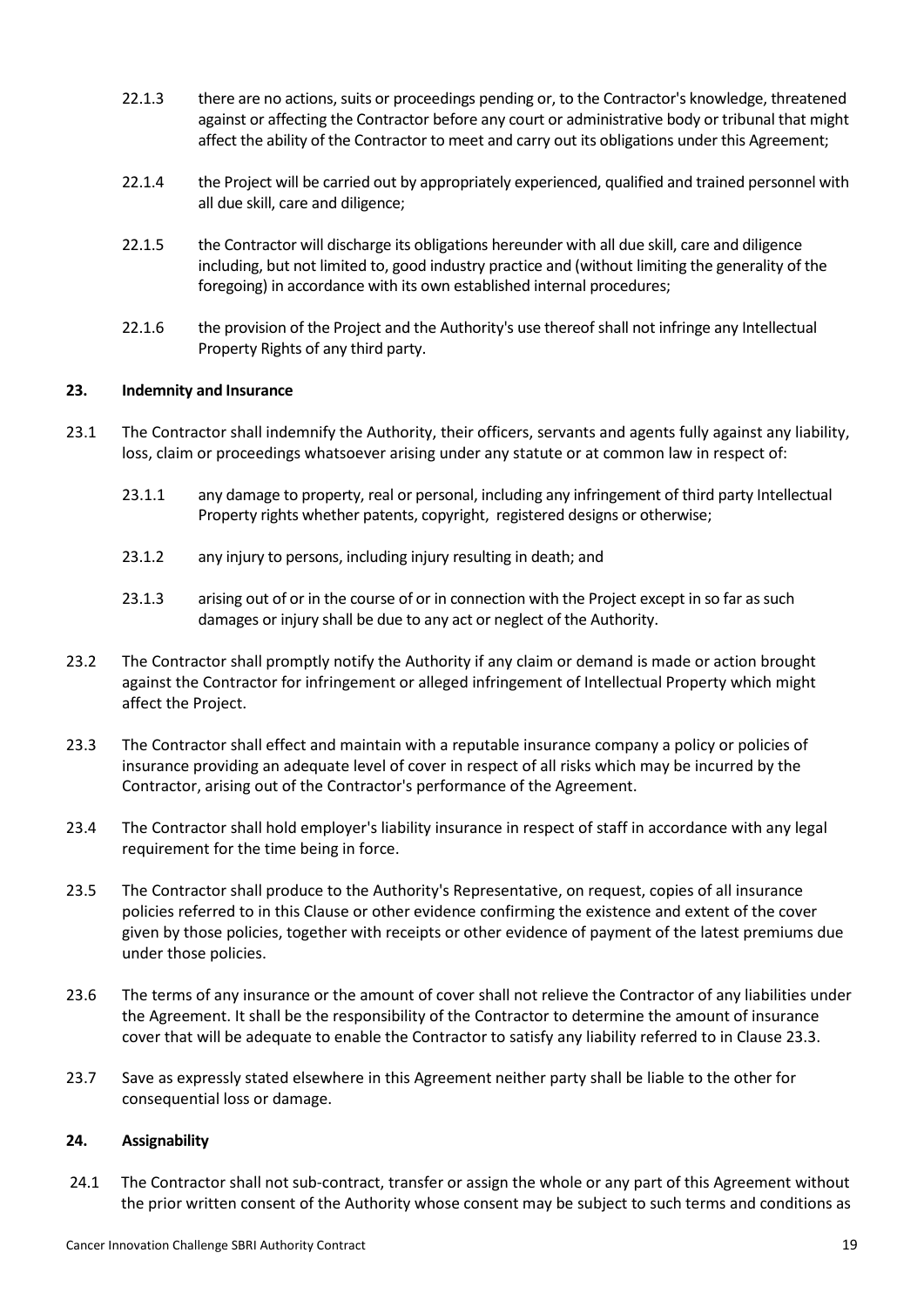22.1.3 there are no actions, suits or proceedings pending or, to the Contractor's knowledge, threatened against or affecting the Contractor before any court or administrative body or tribunal that might affect the ability of the Contractor to meet and carry out its obligations under this Agreement;

22.1.4 the Project will be carried out by appropriately experienced, qualified and trained personnel with all due skill, care and diligence;

22.1.5 the Contractor will discharge its obligations hereunder with all due skill, care and diligence including, but not limited to, good industry practice and (without limiting the generality of the foregoing) in accordance with its own established internal procedures;

22.1.6 the provision of the Project and the Authority's use thereof shall not infringe any Intellectual Property Rights of any third party.

**23. Indemnity and Insurance**

23.1 The Contractor shall indemnify the Authority, their officers, servants and agents fully against any liability, loss, claim or proceedings whatsoever arising under any statute or at common law in respect of:

23.1.1 any damage to property, real or personal, including any infringement of third party Intellectual Property rights whether patents, copyright, registered designs or otherwise;

23.1.2 any injury to persons, including injury resulting in death; and

23.1.3 arising out of or in the course of or in connection with the Project except in so far as such damages or injury shall be due to any act or neglect of the Authority.

23.2 The Contractor shall promptly notify the Authority if any claim or demand is made or action brought against the Contractor for infringement or alleged infringement of Intellectual Property which might affect the Project.

23.3 The Contractor shall effect and maintain with a reputable insurance company a policy or policies of insurance providing an adequate level of cover in respect of all risks which may be incurred by the Contractor, arising out of the Contractor's performance of the Agreement.

23.4 The Contractor shall hold employer's liability insurance in respect of staff in accordance with any legal requirement for the time being in force.

23.5 The Contractor shall produce to the Authority's Representative, on request, copies of all insurance policies referred to in this Clause or other evidence confirming the existence and extent of the cover given by those policies, together with receipts or other evidence of payment of the latest premiums due under those policies.

23.6 The terms of any insurance or the amount of cover shall not relieve the Contractor of any liabilities under the Agreement. It shall be the responsibility of the Contractor to determine the amount of insurance cover that will be adequate to enable the Contractor to satisfy any liability referred to in Clause 23.3.

23.7 Save as expressly stated elsewhere in this Agreement neither party shall be liable to the other for consequential loss or damage.

**24. Assignability**

24.1 The Contractor shall not sub-contract, transfer or assign the whole or any part of this Agreement without the prior written consent of the Authority whose consent may be subject to such terms and conditions as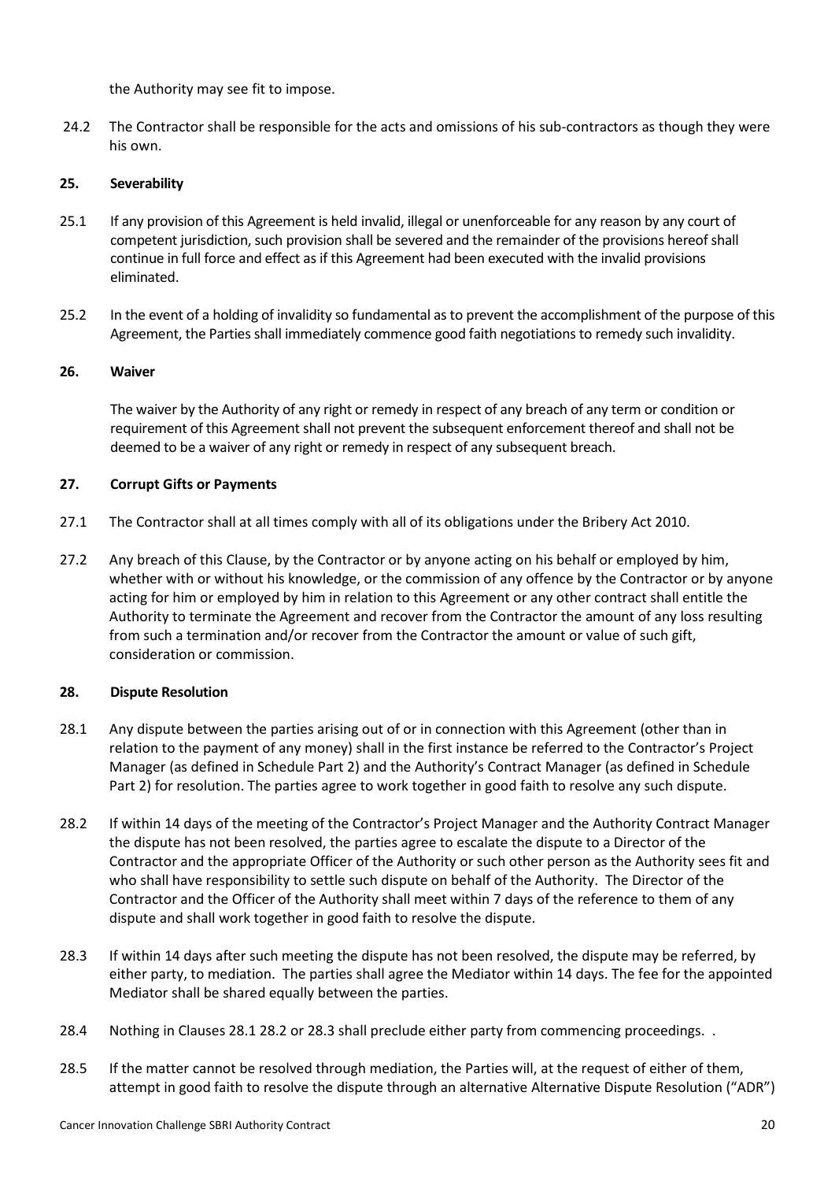the Authority may see fit to impose.

24.2 The Contractor shall be responsible for the acts and omissions of his sub-contractors as though they were his own.

**25. Severability**

25.1 If any provision of this Agreement is held invalid, illegal or unenforceable for any reason by any court of competent jurisdiction, such provision shall be severed and the remainder of the provisions hereof shall continue in full force and effect as if this Agreement had been executed with the invalid provisions eliminated.

25.2 In the event of a holding of invalidity so fundamental as to prevent the accomplishment of the purpose of this Agreement, the Parties shall immediately commence good faith negotiations to remedy such invalidity.

**26. Waiver**

The waiver by the Authority of any right or remedy in respect of any breach of any term or condition or requirement of this Agreement shall not prevent the subsequent enforcement thereof and shall not be deemed to be a waiver of any right or remedy in respect of any subsequent breach.

**27. Corrupt Gifts or Payments**

27.1 The Contractor shall at all times comply with all of its obligations under the Bribery Act 2010.

27.2 Any breach of this Clause, by the Contractor or by anyone acting on his behalf or employed by him, whether with or without his knowledge, or the commission of any offence by the Contractor or by anyone acting for him or employed by him in relation to this Agreement or any other contract shall entitle the Authority to terminate the Agreement and recover from the Contractor the amount of any loss resulting from such a termination and/or recover from the Contractor the amount or value of such gift, consideration or commission.

**28. Dispute Resolution**

28.1 Any dispute between the parties arising out of or in connection with this Agreement (other than in relation to the payment of any money) shall in the first instance be referred to the Contractor's Project Manager (as defined in Schedule Part 2) and the Authority's Contract Manager (as defined in Schedule Part 2) for resolution. The parties agree to work together in good faith to resolve any such dispute.

28.2 If within 14 days of the meeting of the Contractor's Project Manager and the Authority Contract Manager the dispute has not been resolved, the parties agree to escalate the dispute to a Director of the Contractor and the appropriate Officer of the Authority or such other person as the Authority sees fit and who shall have responsibility to settle such dispute on behalf of the Authority. The Director of the Contractor and the Officer of the Authority shall meet within 7 days of the reference to them of any dispute and shall work together in good faith to resolve the dispute.

28.3 If within 14 days after such meeting the dispute has not been resolved, the dispute may be referred, by either party, to mediation. The parties shall agree the Mediator within 14 days. The fee for the appointed Mediator shall be shared equally between the parties.

28.4 Nothing in Clauses 28.1 28.2 or 28.3 shall preclude either party from commencing proceedings. .

28.5 If the matter cannot be resolved through mediation, the Parties will, at the request of either of them, attempt in good faith to resolve the dispute through an alternative Alternative Dispute Resolution ("ADR")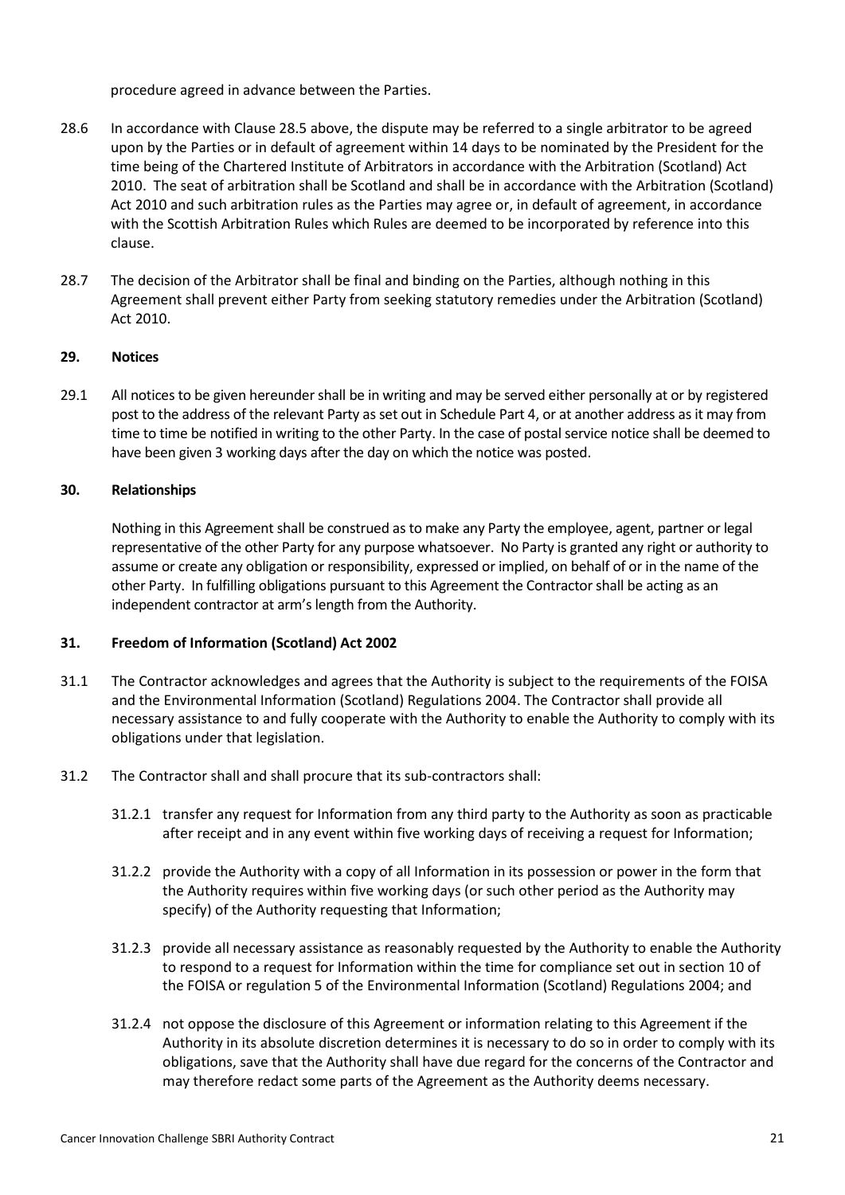procedure agreed in advance between the Parties.

28.6 In accordance with Clause 28.5 above, the dispute may be referred to a single arbitrator to be agreed upon by the Parties or in default of agreement within 14 days to be nominated by the President for the time being of the Chartered Institute of Arbitrators in accordance with the Arbitration (Scotland) Act 2010. The seat of arbitration shall be Scotland and shall be in accordance with the Arbitration (Scotland) Act 2010 and such arbitration rules as the Parties may agree or, in default of agreement, in accordance with the Scottish Arbitration Rules which Rules are deemed to be incorporated by reference into this clause.

28.7 The decision of the Arbitrator shall be final and binding on the Parties, although nothing in this Agreement shall prevent either Party from seeking statutory remedies under the Arbitration (Scotland) Act 2010.

## 29. Notices

29.1 All notices to be given hereunder shall be in writing and may be served either personally at or by registered post to the address of the relevant Party as set out in Schedule Part 4, or at another address as it may from time to time be notified in writing to the other Party. In the case of postal service notice shall be deemed to have been given 3 working days after the day on which the notice was posted.

## 30. Relationships

Nothing in this Agreement shall be construed as to make any Party the employee, agent, partner or legal representative of the other Party for any purpose whatsoever. No Party is granted any right or authority to assume or create any obligation or responsibility, expressed or implied, on behalf of or in the name of the other Party. In fulfilling obligations pursuant to this Agreement the Contractor shall be acting as an independent contractor at arm's length from the Authority.

## 31. Freedom of Information (Scotland) Act 2002

31.1 The Contractor acknowledges and agrees that the Authority is subject to the requirements of the FOISA and the Environmental Information (Scotland) Regulations 2004. The Contractor shall provide all necessary assistance to and fully cooperate with the Authority to enable the Authority to comply with its obligations under that legislation.

31.2 The Contractor shall and shall procure that its sub-contractors shall:

31.2.1 transfer any request for Information from any third party to the Authority as soon as practicable after receipt and in any event within five working days of receiving a request for Information;

31.2.2 provide the Authority with a copy of all Information in its possession or power in the form that the Authority requires within five working days (or such other period as the Authority may specify) of the Authority requesting that Information;

31.2.3 provide all necessary assistance as reasonably requested by the Authority to enable the Authority to respond to a request for Information within the time for compliance set out in section 10 of the FOISA or regulation 5 of the Environmental Information (Scotland) Regulations 2004; and

31.2.4 not oppose the disclosure of this Agreement or information relating to this Agreement if the Authority in its absolute discretion determines it is necessary to do so in order to comply with its obligations, save that the Authority shall have due regard for the concerns of the Contractor and may therefore redact some parts of the Agreement as the Authority deems necessary.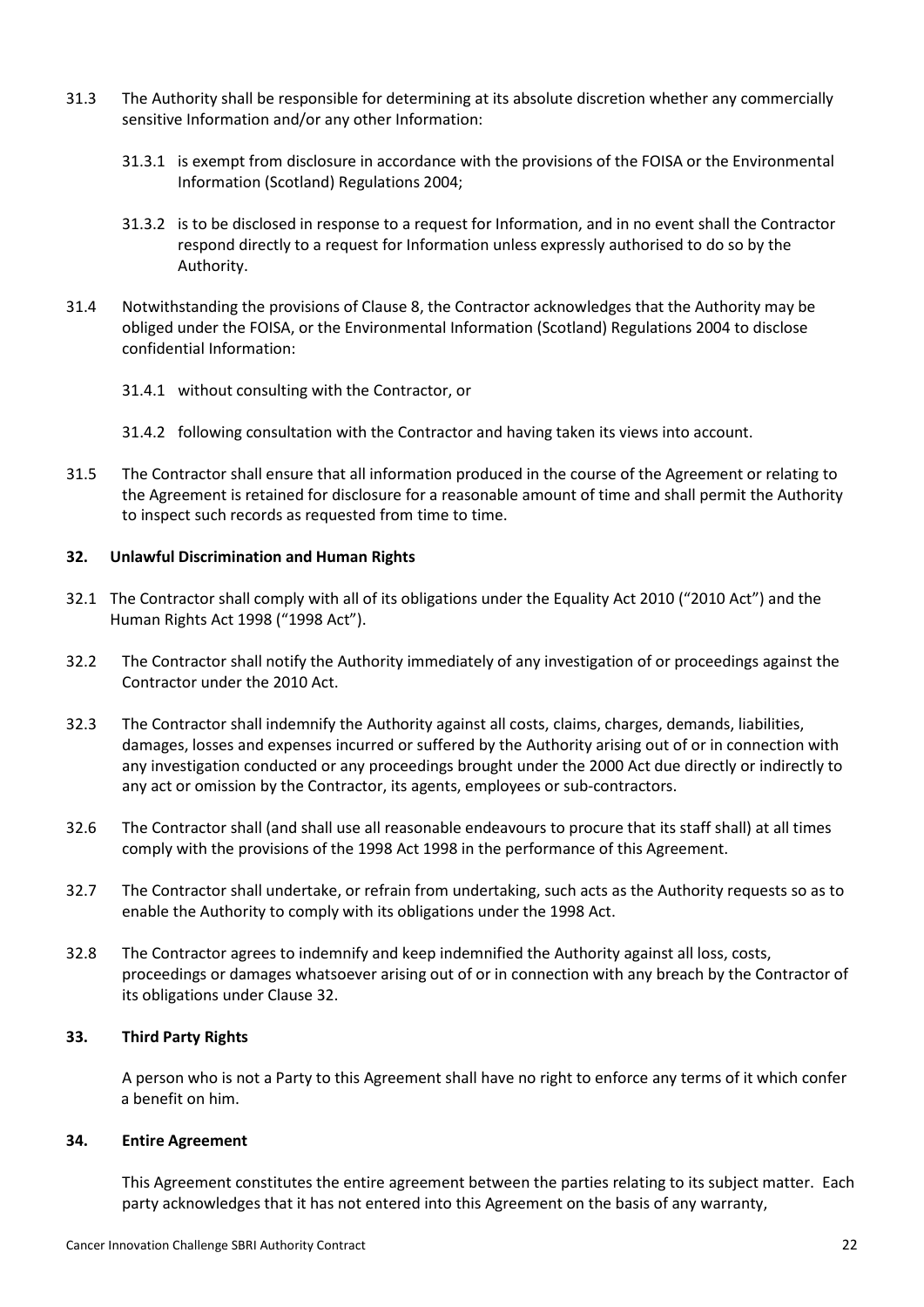31.3 The Authority shall be responsible for determining at its absolute discretion whether any commercially sensitive Information and/or any other Information:

31.3.1 is exempt from disclosure in accordance with the provisions of the FOISA or the Environmental Information (Scotland) Regulations 2004;

31.3.2 is to be disclosed in response to a request for Information, and in no event shall the Contractor respond directly to a request for Information unless expressly authorised to do so by the Authority.

31.4 Notwithstanding the provisions of Clause 8, the Contractor acknowledges that the Authority may be obliged under the FOISA, or the Environmental Information (Scotland) Regulations 2004 to disclose confidential Information:

31.4.1 without consulting with the Contractor, or

31.4.2 following consultation with the Contractor and having taken its views into account.

31.5 The Contractor shall ensure that all information produced in the course of the Agreement or relating to the Agreement is retained for disclosure for a reasonable amount of time and shall permit the Authority to inspect such records as requested from time to time.

**32. Unlawful Discrimination and Human Rights**

32.1 The Contractor shall comply with all of its obligations under the Equality Act 2010 ("2010 Act") and the Human Rights Act 1998 ("1998 Act").

32.2 The Contractor shall notify the Authority immediately of any investigation of or proceedings against the Contractor under the 2010 Act.

32.3 The Contractor shall indemnify the Authority against all costs, claims, charges, demands, liabilities, damages, losses and expenses incurred or suffered by the Authority arising out of or in connection with any investigation conducted or any proceedings brought under the 2000 Act due directly or indirectly to any act or omission by the Contractor, its agents, employees or sub-contractors.

32.6 The Contractor shall (and shall use all reasonable endeavours to procure that its staff shall) at all times comply with the provisions of the 1998 Act 1998 in the performance of this Agreement.

32.7 The Contractor shall undertake, or refrain from undertaking, such acts as the Authority requests so as to enable the Authority to comply with its obligations under the 1998 Act.

32.8 The Contractor agrees to indemnify and keep indemnified the Authority against all loss, costs, proceedings or damages whatsoever arising out of or in connection with any breach by the Contractor of its obligations under Clause 32.

**33. Third Party Rights**

A person who is not a Party to this Agreement shall have no right to enforce any terms of it which confer a benefit on him.

**34. Entire Agreement**

This Agreement constitutes the entire agreement between the parties relating to its subject matter. Each party acknowledges that it has not entered into this Agreement on the basis of any warranty,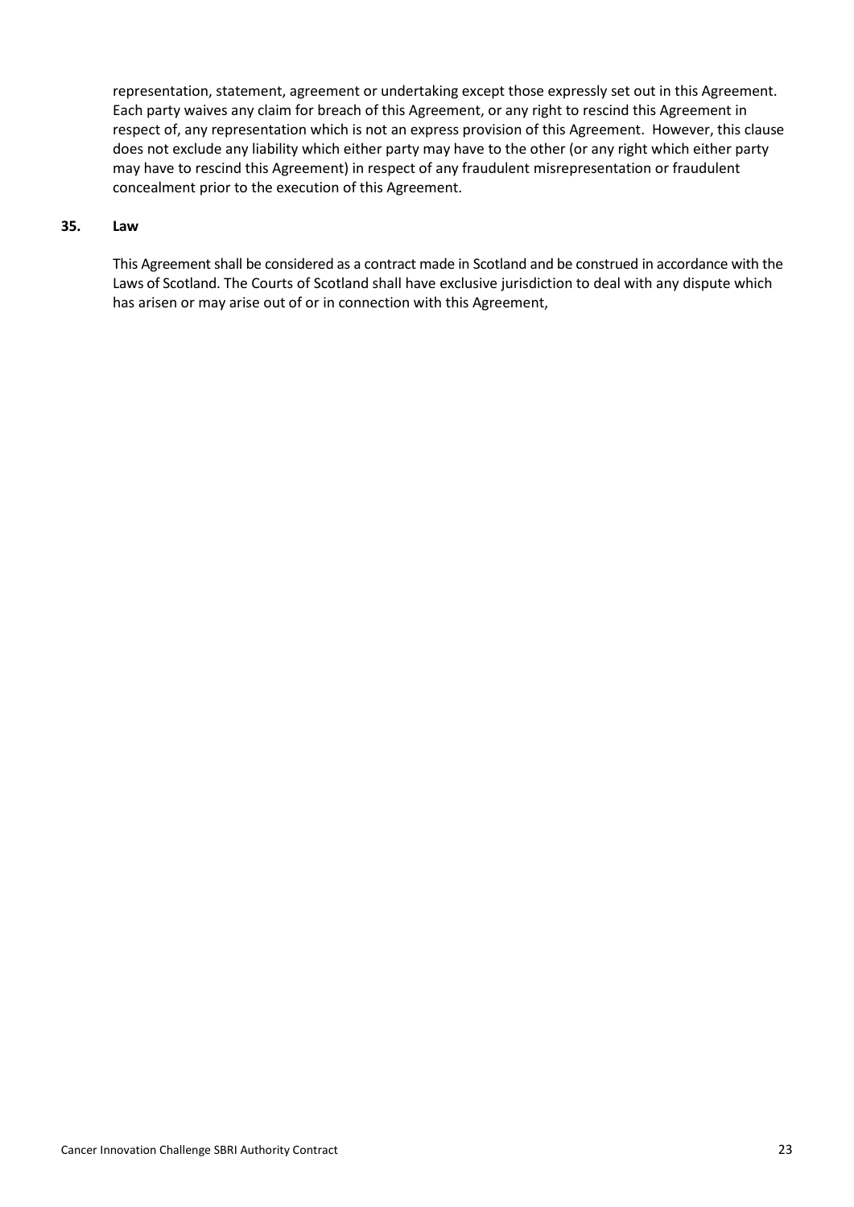representation, statement, agreement or undertaking except those expressly set out in this Agreement. Each party waives any claim for breach of this Agreement, or any right to rescind this Agreement in respect of, any representation which is not an express provision of this Agreement. However, this clause does not exclude any liability which either party may have to the other (or any right which either party may have to rescind this Agreement) in respect of any fraudulent misrepresentation or fraudulent concealment prior to the execution of this Agreement.

**35. Law**

This Agreement shall be considered as a contract made in Scotland and be construed in accordance with the Laws of Scotland. The Courts of Scotland shall have exclusive jurisdiction to deal with any dispute which has arisen or may arise out of or in connection with this Agreement,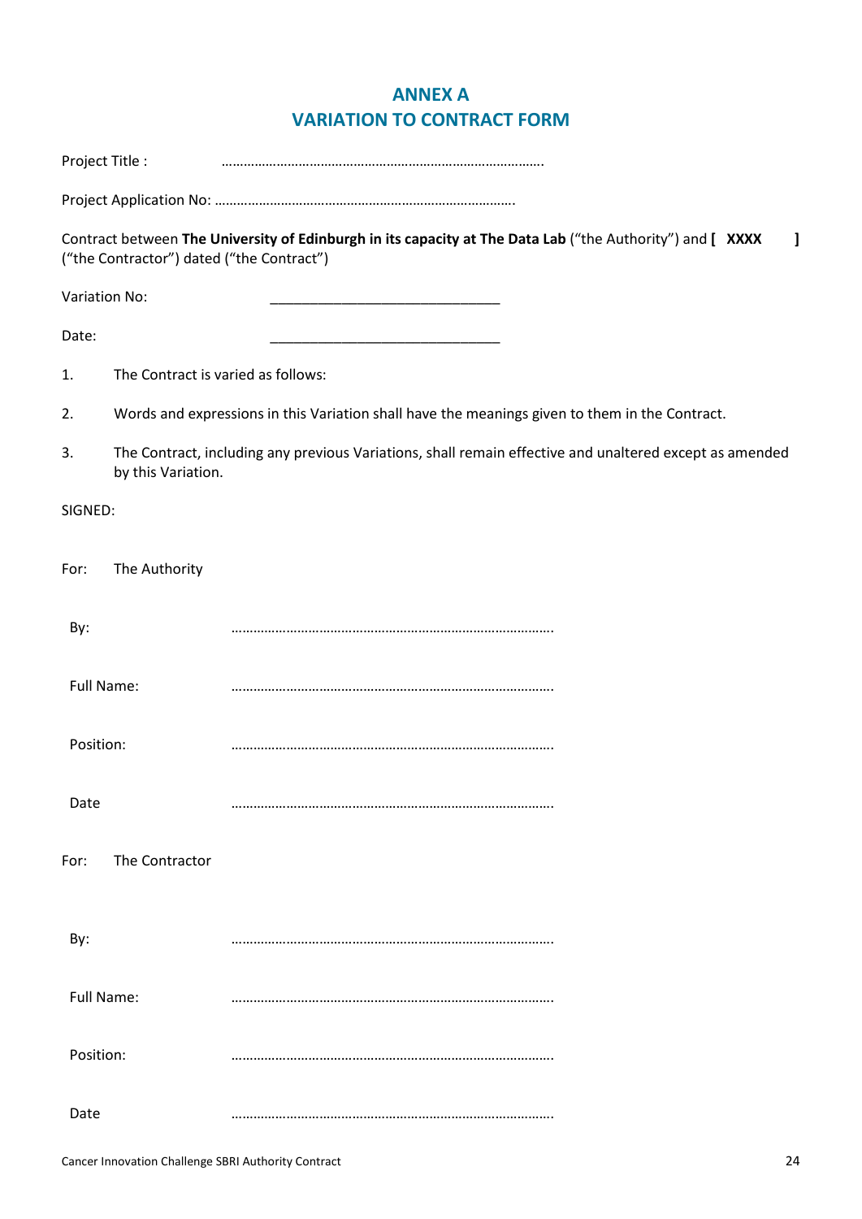## ANNEX A
## VARIATION TO CONTRACT FORM

Project Title : ………………………………………………………………………….

Project Application No: ……………………………………………………………………..

Contract between **The University of Edinburgh in its capacity at The Data Lab** ("the Authority") and **[ XXXX ]** ("the Contractor") dated ("the Contract")

Variation No: ______________________________

Date: ______________________________

1. The Contract is varied as follows:

2. Words and expressions in this Variation shall have the meanings given to them in the Contract.

3. The Contract, including any previous Variations, shall remain effective and unaltered except as amended by this Variation.

SIGNED:

For: The Authority

By: ………………………………………………………………………….

Full Name: ………………………………………………………………………….

Position: ………………………………………………………………………….

Date ………………………………………………………………………….

For: The Contractor

By: ………………………………………………………………………….

Full Name: ………………………………………………………………………….

Position: ………………………………………………………………………….

Date ………………………………………………………………………….

Cancer Innovation Challenge SBRI Authority Contract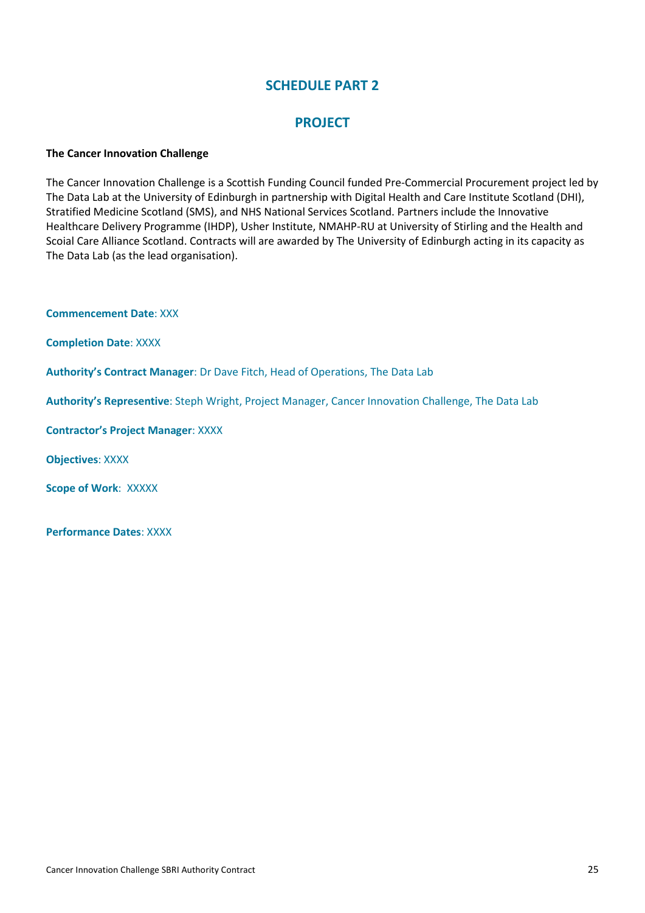# SCHEDULE PART 2

## PROJECT

**The Cancer Innovation Challenge**

The Cancer Innovation Challenge is a Scottish Funding Council funded Pre-Commercial Procurement project led by The Data Lab at the University of Edinburgh in partnership with Digital Health and Care Institute Scotland (DHI), Stratified Medicine Scotland (SMS), and NHS National Services Scotland. Partners include the Innovative Healthcare Delivery Programme (IHDP), Usher Institute, NMAHP-RU at University of Stirling and the Health and Scoial Care Alliance Scotland. Contracts will are awarded by The University of Edinburgh acting in its capacity as The Data Lab (as the lead organisation).

**Commencement Date**: XXX

**Completion Date**: XXXX

**Authority's Contract Manager**: Dr Dave Fitch, Head of Operations, The Data Lab

**Authority's Representive**: Steph Wright, Project Manager, Cancer Innovation Challenge, The Data Lab

**Contractor's Project Manager**: XXXX

**Objectives**: XXXX

**Scope of Work**: XXXXX

**Performance Dates**: XXXX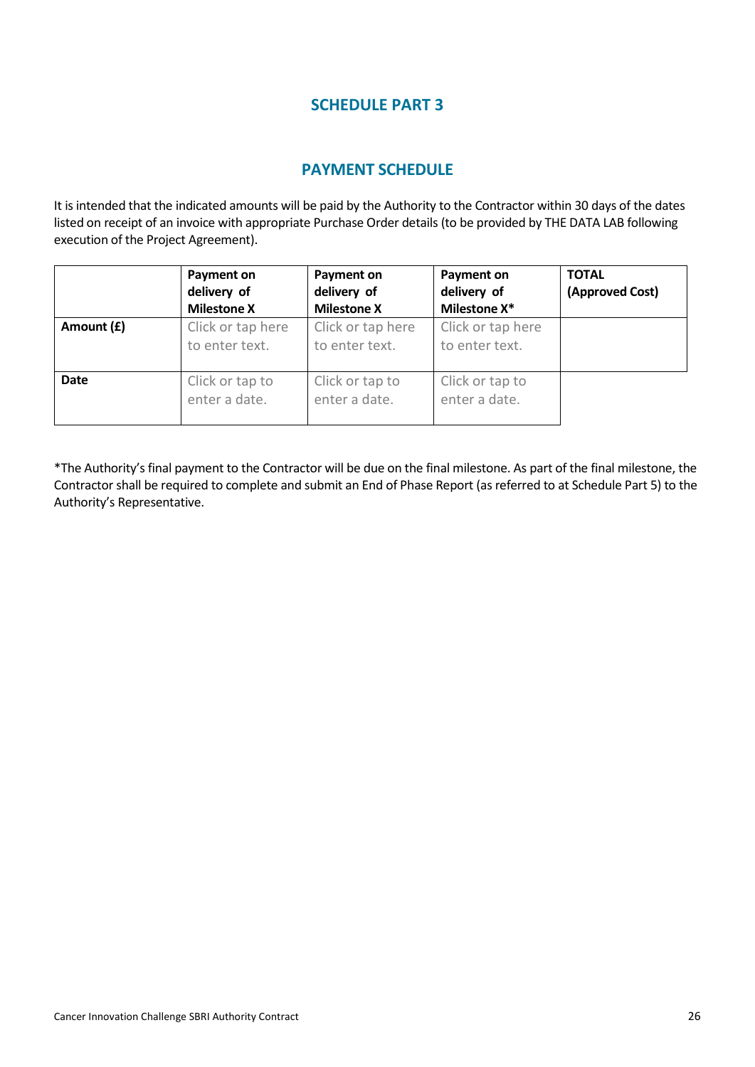## SCHEDULE PART 3

## PAYMENT SCHEDULE

It is intended that the indicated amounts will be paid by the Authority to the Contractor within 30 days of the dates listed on receipt of an invoice with appropriate Purchase Order details (to be provided by THE DATA LAB following execution of the Project Agreement).

| | **Payment on delivery of Milestone X** | **Payment on delivery of Milestone X** | **Payment on delivery of Milestone X*** | **TOTAL (Approved Cost)** |
|---|---|---|---|---|
| **Amount (£)** | Click or tap here to enter text. | Click or tap here to enter text. | Click or tap here to enter text. | |
| **Date** | Click or tap to enter a date. | Click or tap to enter a date. | Click or tap to enter a date. | |

*The Authority's final payment to the Contractor will be due on the final milestone. As part of the final milestone, the Contractor shall be required to complete and submit an End of Phase Report (as referred to at Schedule Part 5) to the Authority's Representative.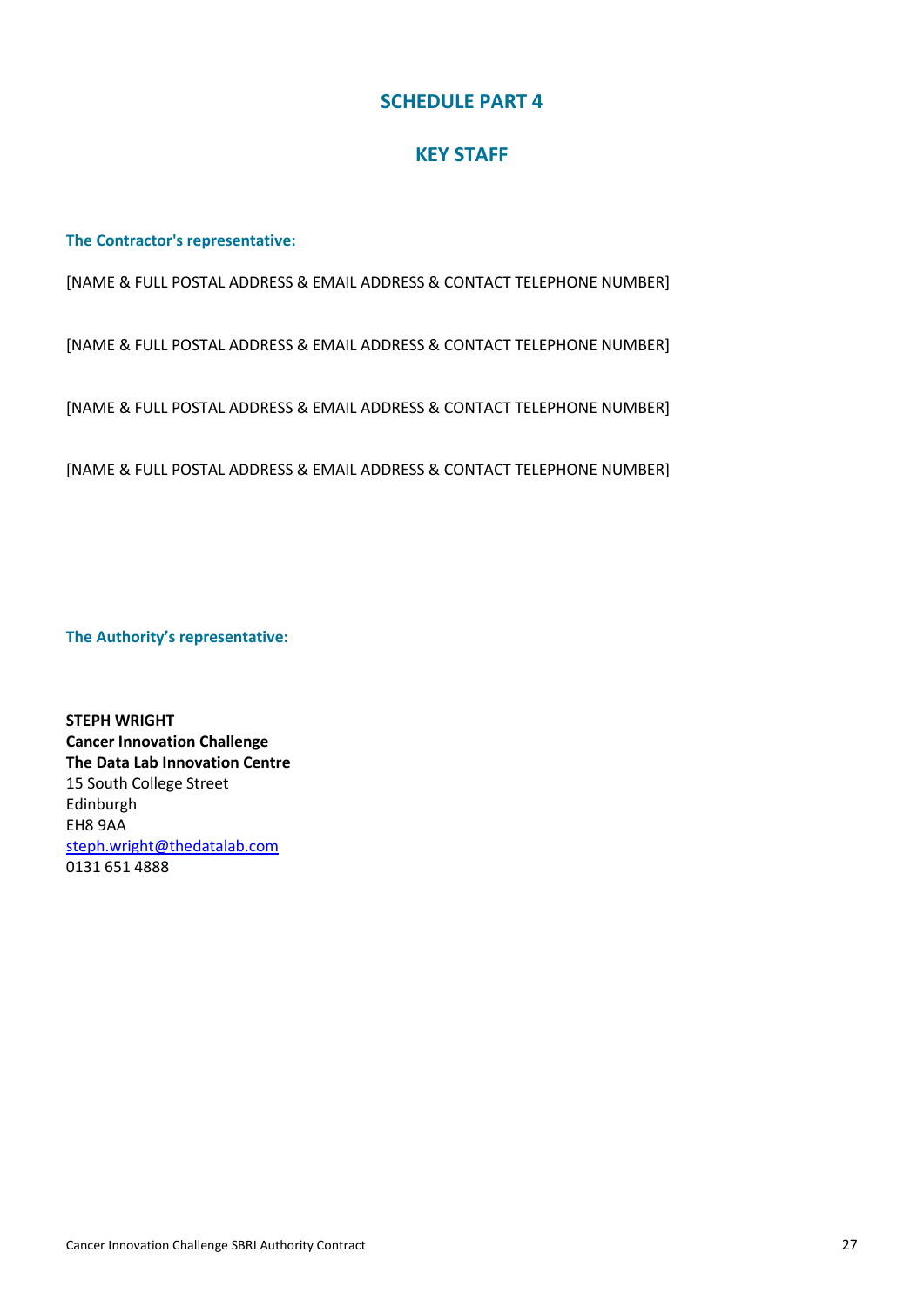# SCHEDULE PART 4

## KEY STAFF

### The Contractor's representative:

[NAME & FULL POSTAL ADDRESS & EMAIL ADDRESS & CONTACT TELEPHONE NUMBER]

[NAME & FULL POSTAL ADDRESS & EMAIL ADDRESS & CONTACT TELEPHONE NUMBER]

[NAME & FULL POSTAL ADDRESS & EMAIL ADDRESS & CONTACT TELEPHONE NUMBER]

[NAME & FULL POSTAL ADDRESS & EMAIL ADDRESS & CONTACT TELEPHONE NUMBER]

### The Authority's representative:

**STEPH WRIGHT**
**Cancer Innovation Challenge**
**The Data Lab Innovation Centre**
15 South College Street
Edinburgh
EH8 9AA
steph.wright@thedatalab.com
0131 651 4888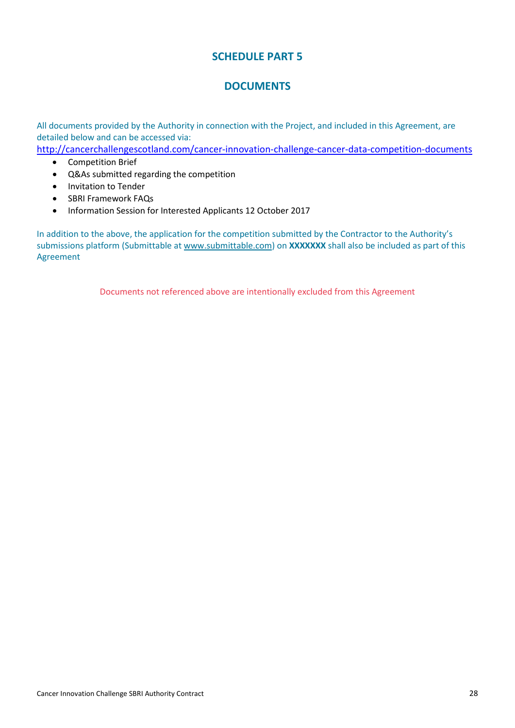# SCHEDULE PART 5

## DOCUMENTS

All documents provided by the Authority in connection with the Project, and included in this Agreement, are detailed below and can be accessed via:
http://cancerchallengescotland.com/cancer-innovation-challenge-cancer-data-competition-documents

- Competition Brief
- Q&As submitted regarding the competition
- Invitation to Tender
- SBRI Framework FAQs
- Information Session for Interested Applicants 12 October 2017

In addition to the above, the application for the competition submitted by the Contractor to the Authority's submissions platform (Submittable at www.submittable.com) on **XXXXXXX** shall also be included as part of this Agreement

Documents not referenced above are intentionally excluded from this Agreement